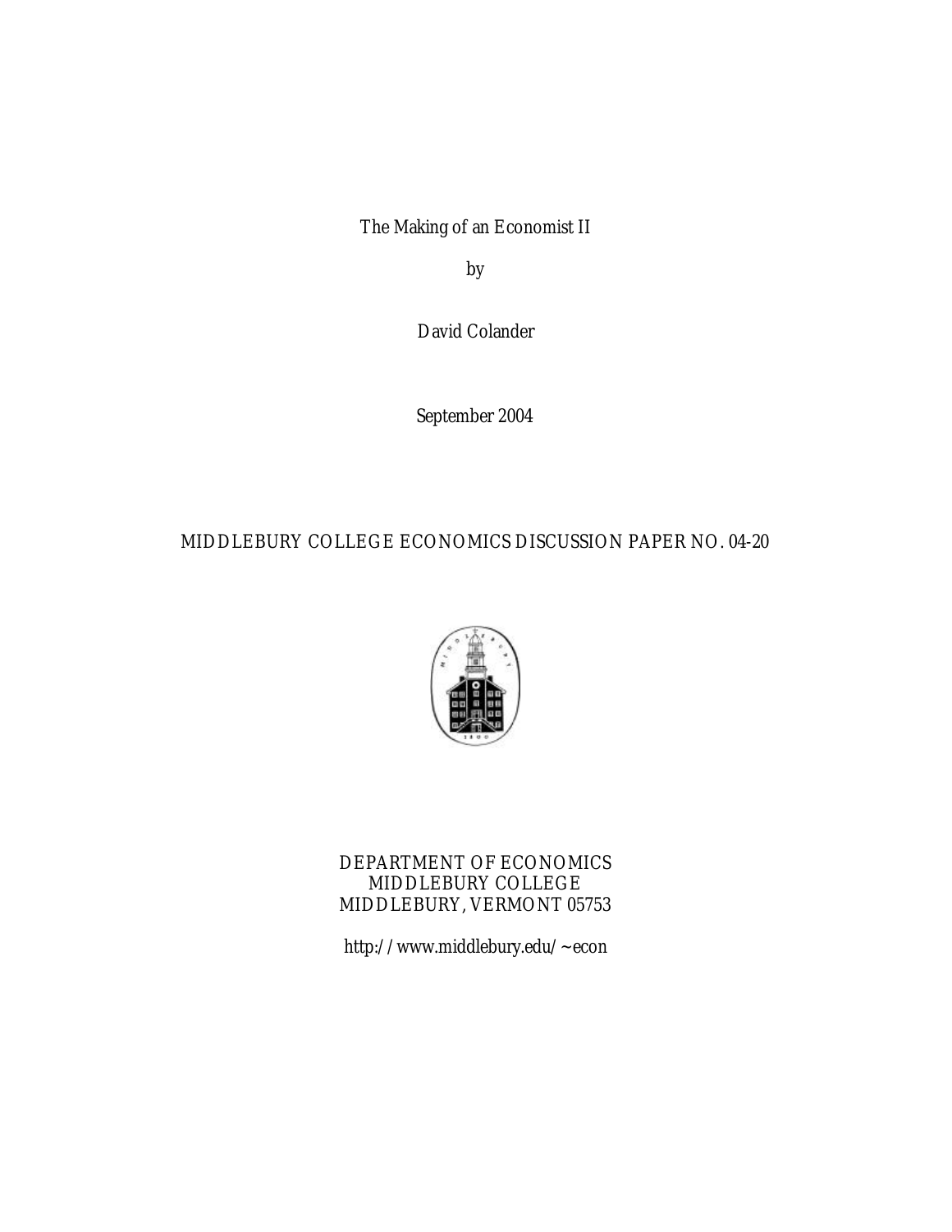The Making of an Economist II

by

David Colander

September 2004

MIDDLEBURY COLLEGE ECONOMICS DISCUSSION PAPER NO. 04-20

DEPARTMENT OF ECONOMICS
MIDDLEBURY COLLEGE
MIDDLEBURY, VERMONT 05753

http://www.middlebury.edu/~econ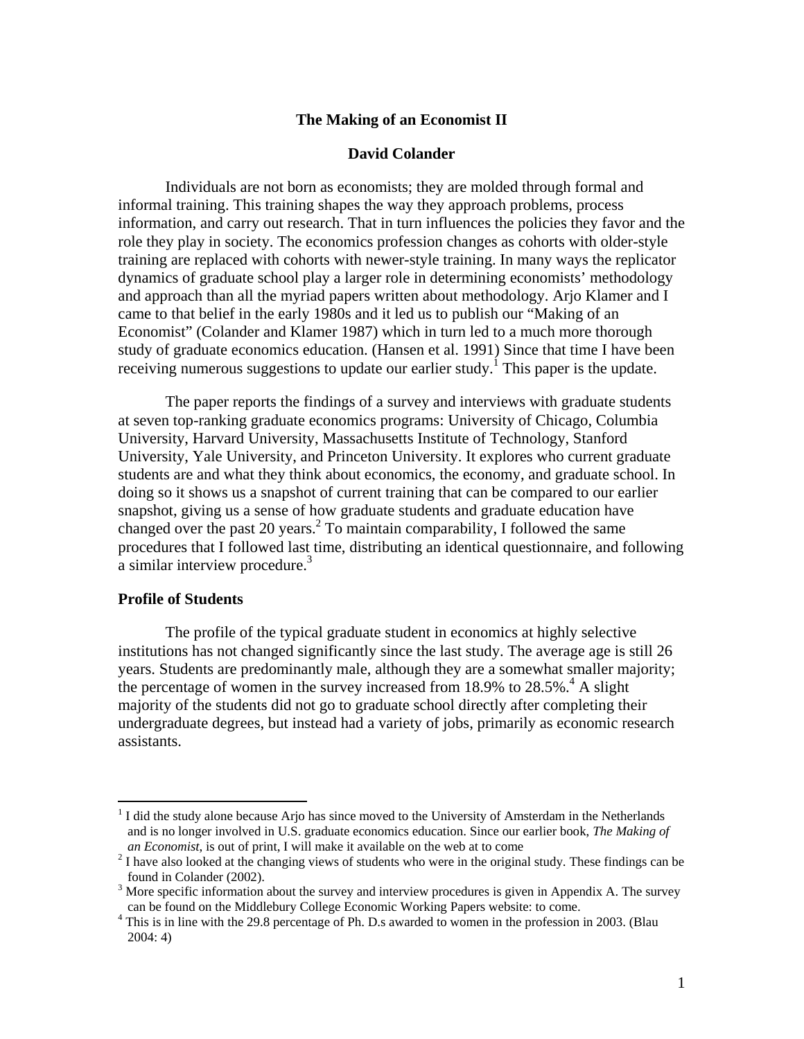# The Making of an Economist II

**David Colander**

Individuals are not born as economists; they are molded through formal and informal training. This training shapes the way they approach problems, process information, and carry out research. That in turn influences the policies they favor and the role they play in society. The economics profession changes as cohorts with older-style training are replaced with cohorts with newer-style training. In many ways the replicator dynamics of graduate school play a larger role in determining economists' methodology and approach than all the myriad papers written about methodology. Arjo Klamer and I came to that belief in the early 1980s and it led us to publish our "Making of an Economist" (Colander and Klamer 1987) which in turn led to a much more thorough study of graduate economics education. (Hansen et al. 1991) Since that time I have been receiving numerous suggestions to update our earlier study.[1] This paper is the update.

The paper reports the findings of a survey and interviews with graduate students at seven top-ranking graduate economics programs: University of Chicago, Columbia University, Harvard University, Massachusetts Institute of Technology, Stanford University, Yale University, and Princeton University. It explores who current graduate students are and what they think about economics, the economy, and graduate school. In doing so it shows us a snapshot of current training that can be compared to our earlier snapshot, giving us a sense of how graduate students and graduate education have changed over the past 20 years.[2] To maintain comparability, I followed the same procedures that I followed last time, distributing an identical questionnaire, and following a similar interview procedure.[3]

## Profile of Students

The profile of the typical graduate student in economics at highly selective institutions has not changed significantly since the last study. The average age is still 26 years. Students are predominantly male, although they are a somewhat smaller majority; the percentage of women in the survey increased from 18.9% to 28.5%.[4] A slight majority of the students did not go to graduate school directly after completing their undergraduate degrees, but instead had a variety of jobs, primarily as economic research assistants.

---

[1] I did the study alone because Arjo has since moved to the University of Amsterdam in the Netherlands and is no longer involved in U.S. graduate economics education. Since our earlier book, *The Making of an Economist*, is out of print, I will make it available on the web at to come

[2] I have also looked at the changing views of students who were in the original study. These findings can be found in Colander (2002).

[3] More specific information about the survey and interview procedures is given in Appendix A. The survey can be found on the Middlebury College Economic Working Papers website: to come.

[4] This is in line with the 29.8 percentage of Ph. D.s awarded to women in the profession in 2003. (Blau 2004: 4)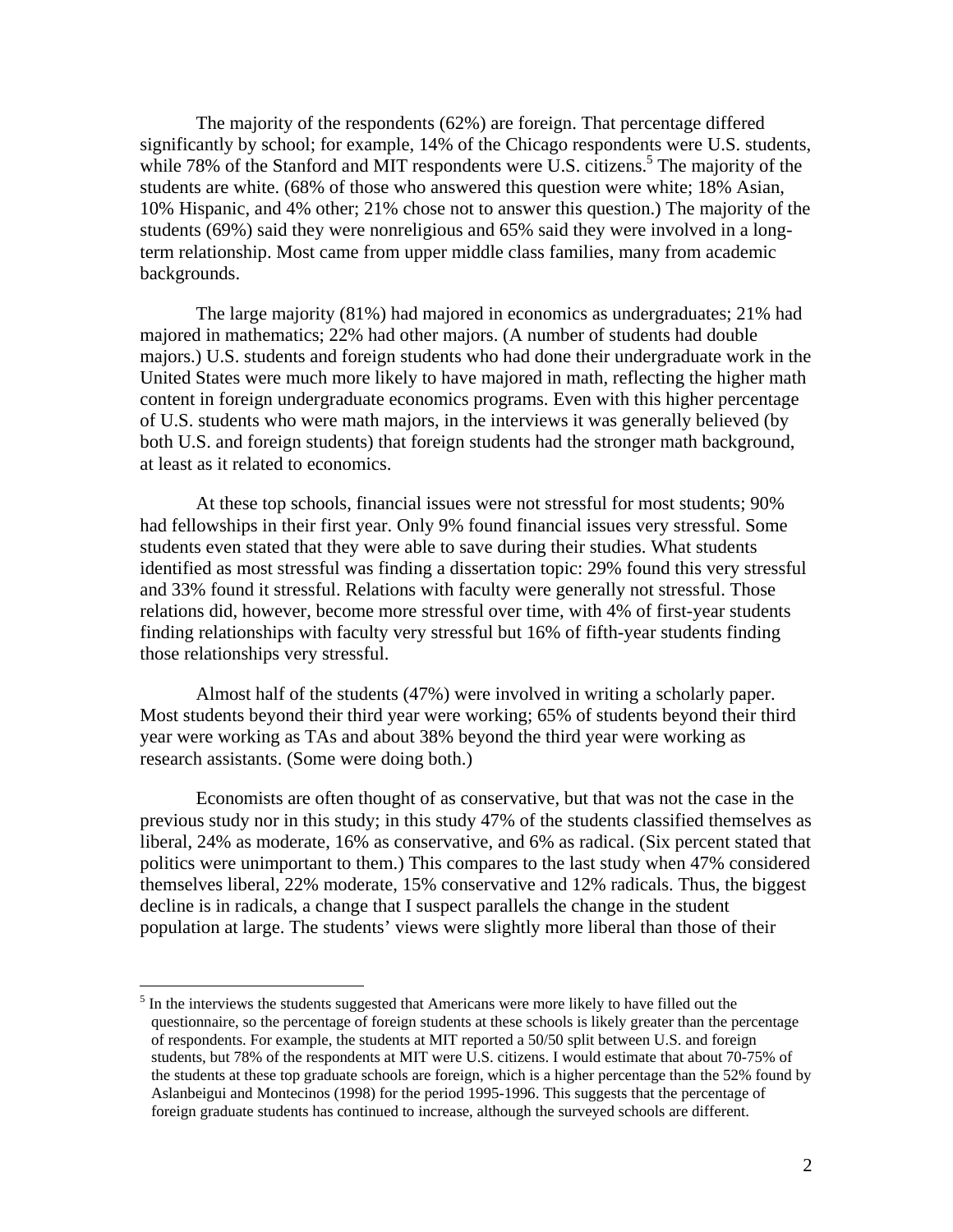The majority of the respondents (62%) are foreign. That percentage differed significantly by school; for example, 14% of the Chicago respondents were U.S. students, while 78% of the Stanford and MIT respondents were U.S. citizens.[5] The majority of the students are white. (68% of those who answered this question were white; 18% Asian, 10% Hispanic, and 4% other; 21% chose not to answer this question.) The majority of the students (69%) said they were nonreligious and 65% said they were involved in a long-term relationship. Most came from upper middle class families, many from academic backgrounds.

The large majority (81%) had majored in economics as undergraduates; 21% had majored in mathematics; 22% had other majors. (A number of students had double majors.) U.S. students and foreign students who had done their undergraduate work in the United States were much more likely to have majored in math, reflecting the higher math content in foreign undergraduate economics programs. Even with this higher percentage of U.S. students who were math majors, in the interviews it was generally believed (by both U.S. and foreign students) that foreign students had the stronger math background, at least as it related to economics.

At these top schools, financial issues were not stressful for most students; 90% had fellowships in their first year. Only 9% found financial issues very stressful. Some students even stated that they were able to save during their studies. What students identified as most stressful was finding a dissertation topic: 29% found this very stressful and 33% found it stressful. Relations with faculty were generally not stressful. Those relations did, however, become more stressful over time, with 4% of first-year students finding relationships with faculty very stressful but 16% of fifth-year students finding those relationships very stressful.

Almost half of the students (47%) were involved in writing a scholarly paper. Most students beyond their third year were working; 65% of students beyond their third year were working as TAs and about 38% beyond the third year were working as research assistants. (Some were doing both.)

Economists are often thought of as conservative, but that was not the case in the previous study nor in this study; in this study 47% of the students classified themselves as liberal, 24% as moderate, 16% as conservative, and 6% as radical. (Six percent stated that politics were unimportant to them.) This compares to the last study when 47% considered themselves liberal, 22% moderate, 15% conservative and 12% radicals. Thus, the biggest decline is in radicals, a change that I suspect parallels the change in the student population at large. The students' views were slightly more liberal than those of their

[5] In the interviews the students suggested that Americans were more likely to have filled out the questionnaire, so the percentage of foreign students at these schools is likely greater than the percentage of respondents. For example, the students at MIT reported a 50/50 split between U.S. and foreign students, but 78% of the respondents at MIT were U.S. citizens. I would estimate that about 70-75% of the students at these top graduate schools are foreign, which is a higher percentage than the 52% found by Aslanbeigui and Montecinos (1998) for the period 1995-1996. This suggests that the percentage of foreign graduate students has continued to increase, although the surveyed schools are different.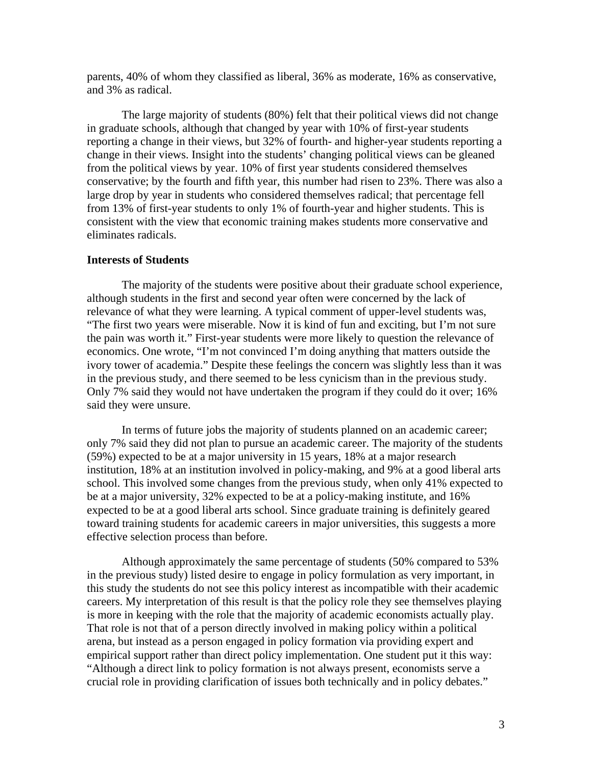parents, 40% of whom they classified as liberal, 36% as moderate, 16% as conservative, and 3% as radical.

The large majority of students (80%) felt that their political views did not change in graduate schools, although that changed by year with 10% of first-year students reporting a change in their views, but 32% of fourth- and higher-year students reporting a change in their views. Insight into the students' changing political views can be gleaned from the political views by year. 10% of first year students considered themselves conservative; by the fourth and fifth year, this number had risen to 23%. There was also a large drop by year in students who considered themselves radical; that percentage fell from 13% of first-year students to only 1% of fourth-year and higher students. This is consistent with the view that economic training makes students more conservative and eliminates radicals.

**Interests of Students**

The majority of the students were positive about their graduate school experience, although students in the first and second year often were concerned by the lack of relevance of what they were learning. A typical comment of upper-level students was, "The first two years were miserable. Now it is kind of fun and exciting, but I'm not sure the pain was worth it." First-year students were more likely to question the relevance of economics. One wrote, "I'm not convinced I'm doing anything that matters outside the ivory tower of academia." Despite these feelings the concern was slightly less than it was in the previous study, and there seemed to be less cynicism than in the previous study. Only 7% said they would not have undertaken the program if they could do it over; 16% said they were unsure.

In terms of future jobs the majority of students planned on an academic career; only 7% said they did not plan to pursue an academic career. The majority of the students (59%) expected to be at a major university in 15 years, 18% at a major research institution, 18% at an institution involved in policy-making, and 9% at a good liberal arts school. This involved some changes from the previous study, when only 41% expected to be at a major university, 32% expected to be at a policy-making institute, and 16% expected to be at a good liberal arts school. Since graduate training is definitely geared toward training students for academic careers in major universities, this suggests a more effective selection process than before.

Although approximately the same percentage of students (50% compared to 53% in the previous study) listed desire to engage in policy formulation as very important, in this study the students do not see this policy interest as incompatible with their academic careers. My interpretation of this result is that the policy role they see themselves playing is more in keeping with the role that the majority of academic economists actually play. That role is not that of a person directly involved in making policy within a political arena, but instead as a person engaged in policy formation via providing expert and empirical support rather than direct policy implementation. One student put it this way: "Although a direct link to policy formation is not always present, economists serve a crucial role in providing clarification of issues both technically and in policy debates."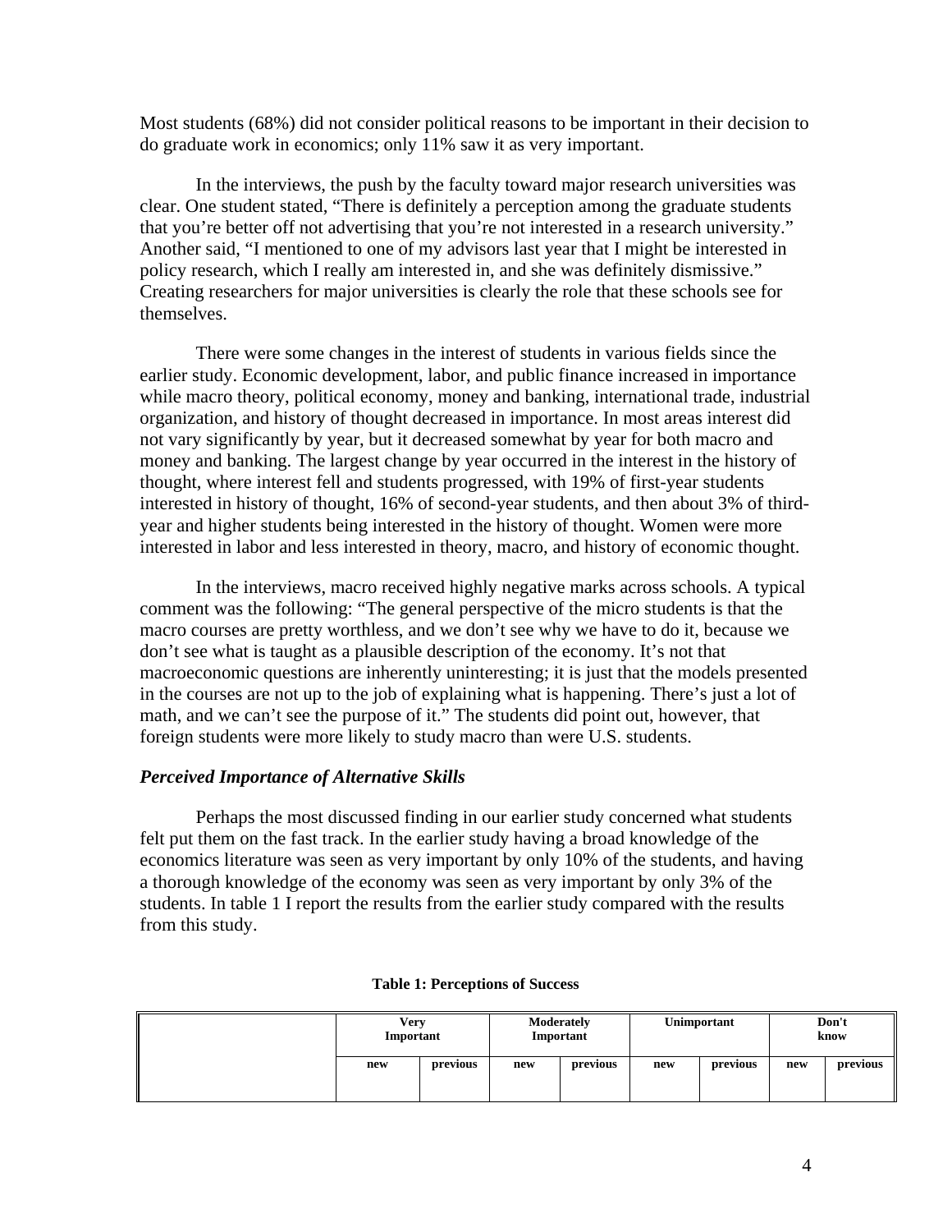Most students (68%) did not consider political reasons to be important in their decision to do graduate work in economics; only 11% saw it as very important.

In the interviews, the push by the faculty toward major research universities was clear. One student stated, "There is definitely a perception among the graduate students that you're better off not advertising that you're not interested in a research university." Another said, "I mentioned to one of my advisors last year that I might be interested in policy research, which I really am interested in, and she was definitely dismissive." Creating researchers for major universities is clearly the role that these schools see for themselves.

There were some changes in the interest of students in various fields since the earlier study. Economic development, labor, and public finance increased in importance while macro theory, political economy, money and banking, international trade, industrial organization, and history of thought decreased in importance. In most areas interest did not vary significantly by year, but it decreased somewhat by year for both macro and money and banking. The largest change by year occurred in the interest in the history of thought, where interest fell and students progressed, with 19% of first-year students interested in history of thought, 16% of second-year students, and then about 3% of third-year and higher students being interested in the history of thought. Women were more interested in labor and less interested in theory, macro, and history of economic thought.

In the interviews, macro received highly negative marks across schools. A typical comment was the following: "The general perspective of the micro students is that the macro courses are pretty worthless, and we don't see why we have to do it, because we don't see what is taught as a plausible description of the economy. It's not that macroeconomic questions are inherently uninteresting; it is just that the models presented in the courses are not up to the job of explaining what is happening. There's just a lot of math, and we can't see the purpose of it." The students did point out, however, that foreign students were more likely to study macro than were U.S. students.

### *Perceived Importance of Alternative Skills*

Perhaps the most discussed finding in our earlier study concerned what students felt put them on the fast track. In the earlier study having a broad knowledge of the economics literature was seen as very important by only 10% of the students, and having a thorough knowledge of the economy was seen as very important by only 3% of the students. In table 1 I report the results from the earlier study compared with the results from this study.

**Table 1: Perceptions of Success**

| | Very Important | | Moderately Important | | Unimportant | | Don't know | |
|---|---|---|---|---|---|---|---|---|
| | new | previous | new | previous | new | previous | new | previous |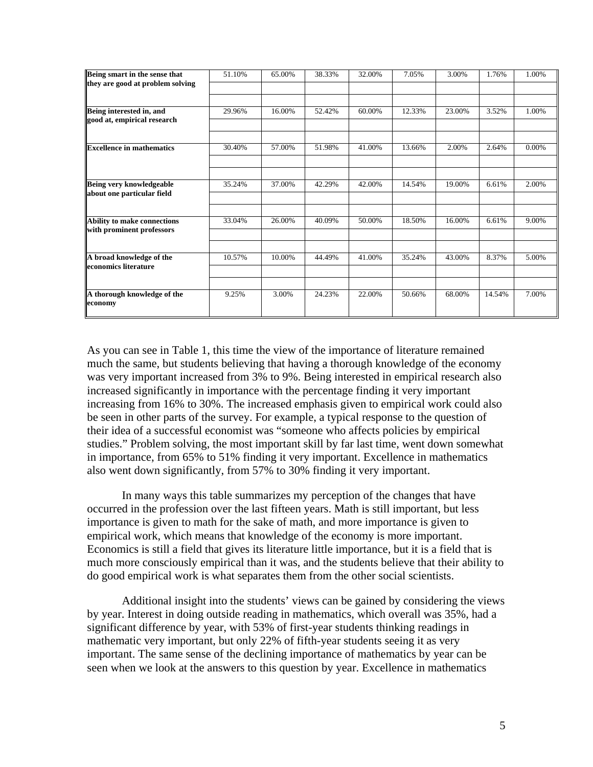| | | | | | | | | |
|---|---|---|---|---|---|---|---|---|
| **Being smart in the sense that they are good at problem solving** | 51.10% | 65.00% | 38.33% | 32.00% | 7.05% | 3.00% | 1.76% | 1.00% |
| **Being interested in, and good at, empirical research** | 29.96% | 16.00% | 52.42% | 60.00% | 12.33% | 23.00% | 3.52% | 1.00% |
| **Excellence in mathematics** | 30.40% | 57.00% | 51.98% | 41.00% | 13.66% | 2.00% | 2.64% | 0.00% |
| **Being very knowledgeable about one particular field** | 35.24% | 37.00% | 42.29% | 42.00% | 14.54% | 19.00% | 6.61% | 2.00% |
| **Ability to make connections with prominent professors** | 33.04% | 26.00% | 40.09% | 50.00% | 18.50% | 16.00% | 6.61% | 9.00% |
| **A broad knowledge of the economics literature** | 10.57% | 10.00% | 44.49% | 41.00% | 35.24% | 43.00% | 8.37% | 5.00% |
| **A thorough knowledge of the economy** | 9.25% | 3.00% | 24.23% | 22.00% | 50.66% | 68.00% | 14.54% | 7.00% |

As you can see in Table 1, this time the view of the importance of literature remained much the same, but students believing that having a thorough knowledge of the economy was very important increased from 3% to 9%. Being interested in empirical research also increased significantly in importance with the percentage finding it very important increasing from 16% to 30%. The increased emphasis given to empirical work could also be seen in other parts of the survey. For example, a typical response to the question of their idea of a successful economist was "someone who affects policies by empirical studies." Problem solving, the most important skill by far last time, went down somewhat in importance, from 65% to 51% finding it very important. Excellence in mathematics also went down significantly, from 57% to 30% finding it very important.

In many ways this table summarizes my perception of the changes that have occurred in the profession over the last fifteen years. Math is still important, but less importance is given to math for the sake of math, and more importance is given to empirical work, which means that knowledge of the economy is more important. Economics is still a field that gives its literature little importance, but it is a field that is much more consciously empirical than it was, and the students believe that their ability to do good empirical work is what separates them from the other social scientists.

Additional insight into the students' views can be gained by considering the views by year. Interest in doing outside reading in mathematics, which overall was 35%, had a significant difference by year, with 53% of first-year students thinking readings in mathematic very important, but only 22% of fifth-year students seeing it as very important. The same sense of the declining importance of mathematics by year can be seen when we look at the answers to this question by year. Excellence in mathematics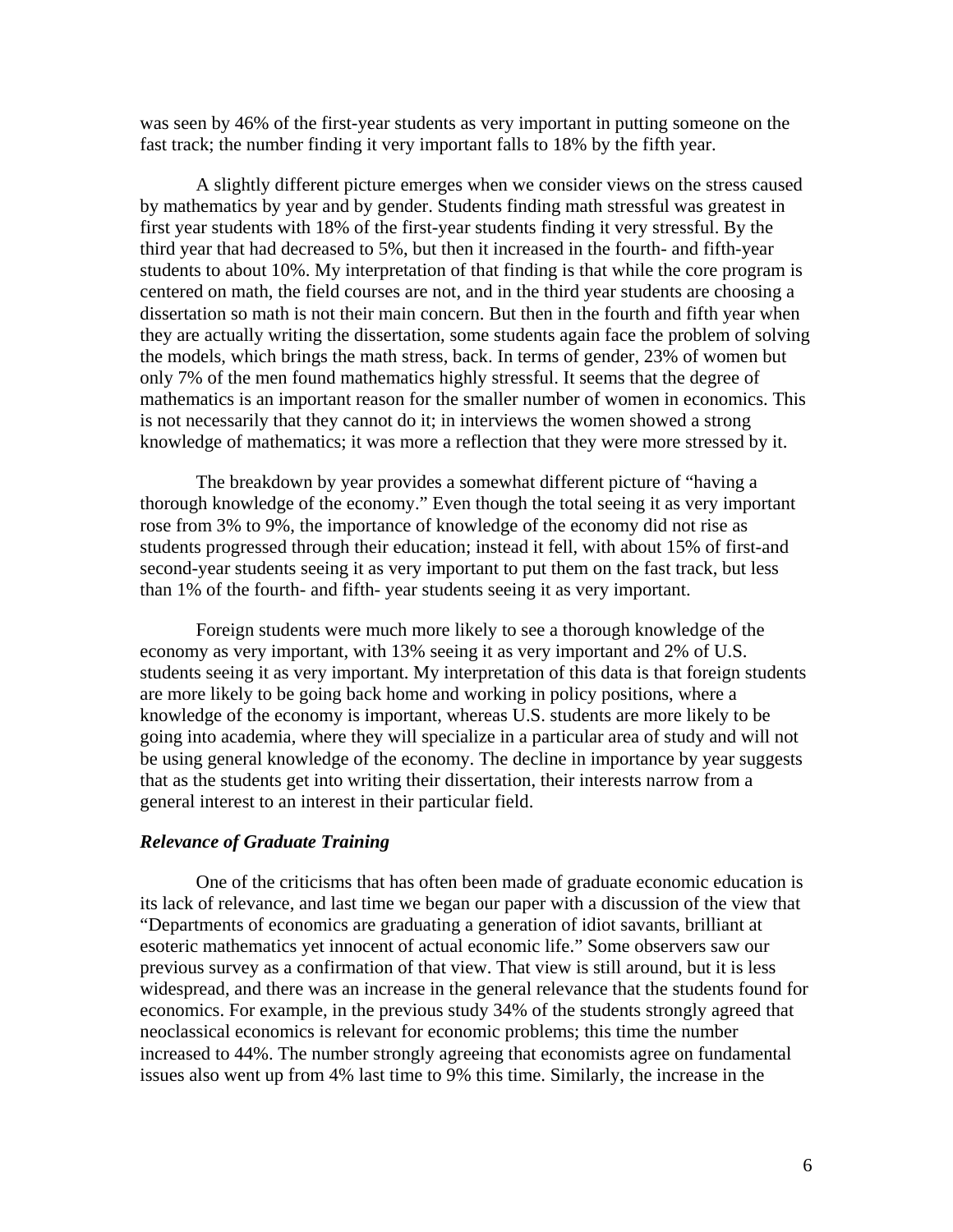was seen by 46% of the first-year students as very important in putting someone on the fast track; the number finding it very important falls to 18% by the fifth year.

A slightly different picture emerges when we consider views on the stress caused by mathematics by year and by gender. Students finding math stressful was greatest in first year students with 18% of the first-year students finding it very stressful. By the third year that had decreased to 5%, but then it increased in the fourth- and fifth-year students to about 10%. My interpretation of that finding is that while the core program is centered on math, the field courses are not, and in the third year students are choosing a dissertation so math is not their main concern. But then in the fourth and fifth year when they are actually writing the dissertation, some students again face the problem of solving the models, which brings the math stress, back. In terms of gender, 23% of women but only 7% of the men found mathematics highly stressful. It seems that the degree of mathematics is an important reason for the smaller number of women in economics. This is not necessarily that they cannot do it; in interviews the women showed a strong knowledge of mathematics; it was more a reflection that they were more stressed by it.

The breakdown by year provides a somewhat different picture of "having a thorough knowledge of the economy." Even though the total seeing it as very important rose from 3% to 9%, the importance of knowledge of the economy did not rise as students progressed through their education; instead it fell, with about 15% of first-and second-year students seeing it as very important to put them on the fast track, but less than 1% of the fourth- and fifth- year students seeing it as very important.

Foreign students were much more likely to see a thorough knowledge of the economy as very important, with 13% seeing it as very important and 2% of U.S. students seeing it as very important. My interpretation of this data is that foreign students are more likely to be going back home and working in policy positions, where a knowledge of the economy is important, whereas U.S. students are more likely to be going into academia, where they will specialize in a particular area of study and will not be using general knowledge of the economy. The decline in importance by year suggests that as the students get into writing their dissertation, their interests narrow from a general interest to an interest in their particular field.

### *Relevance of Graduate Training*

One of the criticisms that has often been made of graduate economic education is its lack of relevance, and last time we began our paper with a discussion of the view that "Departments of economics are graduating a generation of idiot savants, brilliant at esoteric mathematics yet innocent of actual economic life." Some observers saw our previous survey as a confirmation of that view. That view is still around, but it is less widespread, and there was an increase in the general relevance that the students found for economics. For example, in the previous study 34% of the students strongly agreed that neoclassical economics is relevant for economic problems; this time the number increased to 44%. The number strongly agreeing that economists agree on fundamental issues also went up from 4% last time to 9% this time. Similarly, the increase in the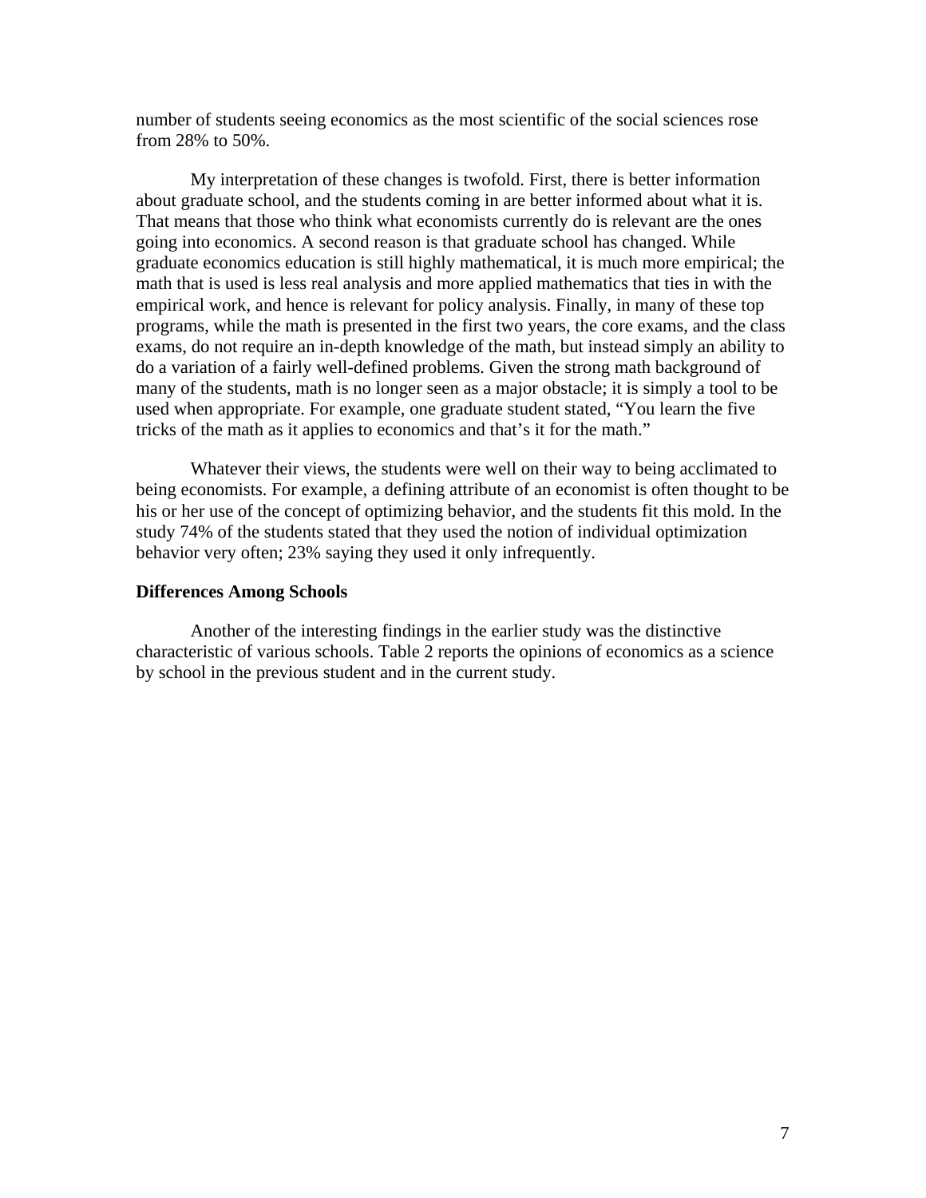number of students seeing economics as the most scientific of the social sciences rose from 28% to 50%.

My interpretation of these changes is twofold. First, there is better information about graduate school, and the students coming in are better informed about what it is. That means that those who think what economists currently do is relevant are the ones going into economics. A second reason is that graduate school has changed. While graduate economics education is still highly mathematical, it is much more empirical; the math that is used is less real analysis and more applied mathematics that ties in with the empirical work, and hence is relevant for policy analysis. Finally, in many of these top programs, while the math is presented in the first two years, the core exams, and the class exams, do not require an in-depth knowledge of the math, but instead simply an ability to do a variation of a fairly well-defined problems. Given the strong math background of many of the students, math is no longer seen as a major obstacle; it is simply a tool to be used when appropriate. For example, one graduate student stated, "You learn the five tricks of the math as it applies to economics and that's it for the math."

Whatever their views, the students were well on their way to being acclimated to being economists. For example, a defining attribute of an economist is often thought to be his or her use of the concept of optimizing behavior, and the students fit this mold. In the study 74% of the students stated that they used the notion of individual optimization behavior very often; 23% saying they used it only infrequently.

**Differences Among Schools**

Another of the interesting findings in the earlier study was the distinctive characteristic of various schools. Table 2 reports the opinions of economics as a science by school in the previous student and in the current study.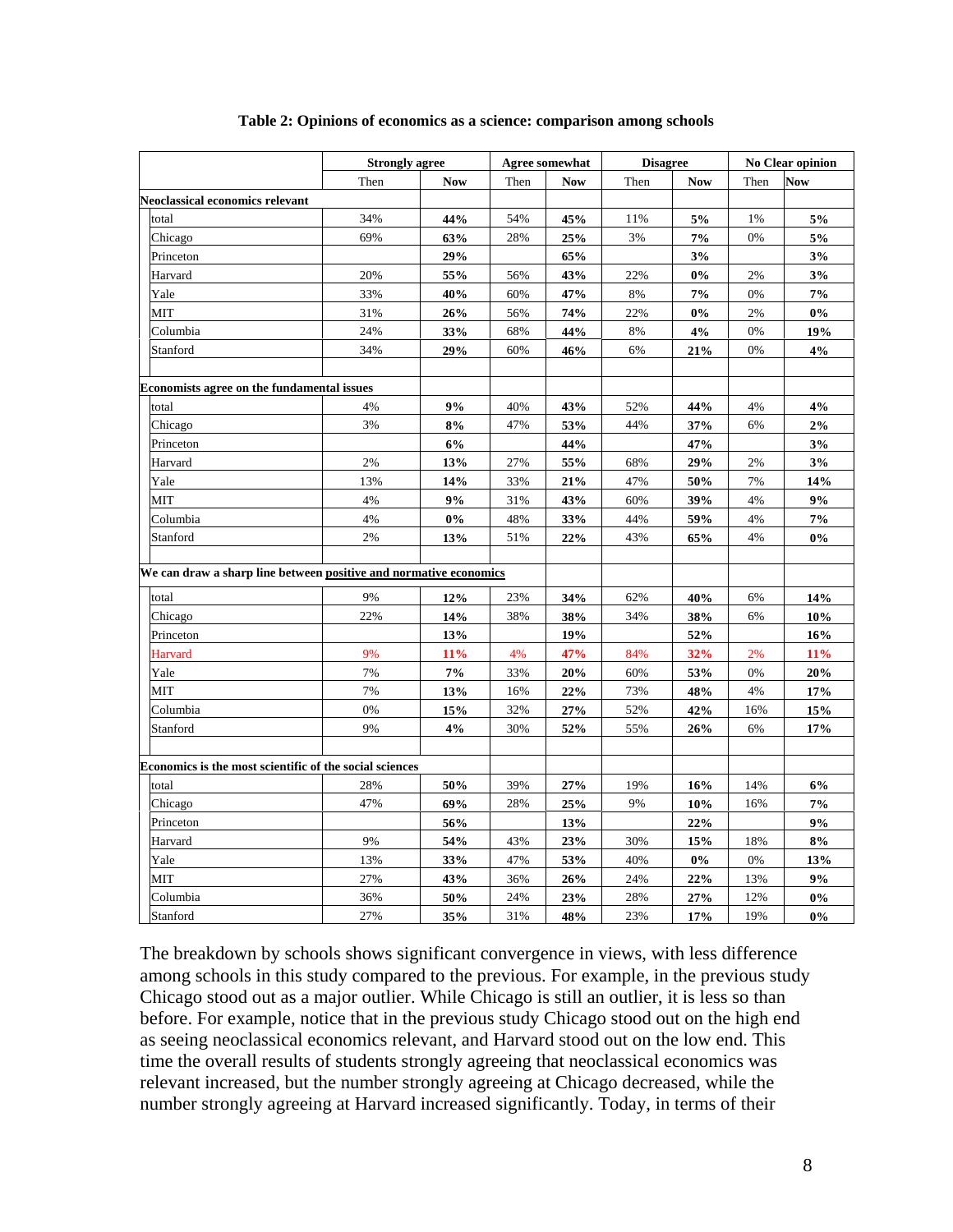**Table 2: Opinions of economics as a science: comparison among schools**

| | Strongly agree | | Agree somewhat | | Disagree | | No Clear opinion | |
|---|---|---|---|---|---|---|---|---|
| | Then | **Now** | Then | **Now** | Then | **Now** | Then | **Now** |
| **Neoclassical economics relevant** | | | | | | | | |
| total | 34% | **44%** | 54% | **45%** | 11% | **5%** | 1% | **5%** |
| Chicago | 69% | **63%** | 28% | **25%** | 3% | **7%** | 0% | **5%** |
| Princeton | | **29%** | | **65%** | | **3%** | | **3%** |
| Harvard | 20% | **55%** | 56% | **43%** | 22% | **0%** | 2% | **3%** |
| Yale | 33% | **40%** | 60% | **47%** | 8% | **7%** | 0% | **7%** |
| MIT | 31% | **26%** | 56% | **74%** | 22% | **0%** | 2% | **0%** |
| Columbia | 24% | **33%** | 68% | **44%** | 8% | **4%** | 0% | **19%** |
| Stanford | 34% | **29%** | 60% | **46%** | 6% | **21%** | 0% | **4%** |
| | | | | | | | | |
| **Economists agree on the fundamental issues** | | | | | | | | |
| total | 4% | **9%** | 40% | **43%** | 52% | **44%** | 4% | **4%** |
| Chicago | 3% | **8%** | 47% | **53%** | 44% | **37%** | 6% | **2%** |
| Princeton | | **6%** | | **44%** | | **47%** | | **3%** |
| Harvard | 2% | **13%** | 27% | **55%** | 68% | **29%** | 2% | **3%** |
| Yale | 13% | **14%** | 33% | **21%** | 47% | **50%** | 7% | **14%** |
| MIT | 4% | **9%** | 31% | **43%** | 60% | **39%** | 4% | **9%** |
| Columbia | 4% | **0%** | 48% | **33%** | 44% | **59%** | 4% | **7%** |
| Stanford | 2% | **13%** | 51% | **22%** | 43% | **65%** | 4% | **0%** |
| | | | | | | | | |
| **We can draw a sharp line between positive and normative economics** | | | | | | | | |
| total | 9% | **12%** | 23% | **34%** | 62% | **40%** | 6% | **14%** |
| Chicago | 22% | **14%** | 38% | **38%** | 34% | **38%** | 6% | **10%** |
| Princeton | | **13%** | | **19%** | | **52%** | | **16%** |
| Harvard | 9% | **11%** | 4% | **47%** | 84% | **32%** | 2% | **11%** |
| Yale | 7% | **7%** | 33% | **20%** | 60% | **53%** | 0% | **20%** |
| MIT | 7% | **13%** | 16% | **22%** | 73% | **48%** | 4% | **17%** |
| Columbia | 0% | **15%** | 32% | **27%** | 52% | **42%** | 16% | **15%** |
| Stanford | 9% | **4%** | 30% | **52%** | 55% | **26%** | 6% | **17%** |
| | | | | | | | | |
| **Economics is the most scientific of the social sciences** | | | | | | | | |
| total | 28% | **50%** | 39% | **27%** | 19% | **16%** | 14% | **6%** |
| Chicago | 47% | **69%** | 28% | **25%** | 9% | **10%** | 16% | **7%** |
| Princeton | | **56%** | | **13%** | | **22%** | | **9%** |
| Harvard | 9% | **54%** | 43% | **23%** | 30% | **15%** | 18% | **8%** |
| Yale | 13% | **33%** | 47% | **53%** | 40% | **0%** | 0% | **13%** |
| MIT | 27% | **43%** | 36% | **26%** | 24% | **22%** | 13% | **9%** |
| Columbia | 36% | **50%** | 24% | **23%** | 28% | **27%** | 12% | **0%** |
| Stanford | 27% | **35%** | 31% | **48%** | 23% | **17%** | 19% | **0%** |

The breakdown by schools shows significant convergence in views, with less difference among schools in this study compared to the previous. For example, in the previous study Chicago stood out as a major outlier. While Chicago is still an outlier, it is less so than before. For example, notice that in the previous study Chicago stood out on the high end as seeing neoclassical economics relevant, and Harvard stood out on the low end. This time the overall results of students strongly agreeing that neoclassical economics was relevant increased, but the number strongly agreeing at Chicago decreased, while the number strongly agreeing at Harvard increased significantly. Today, in terms of their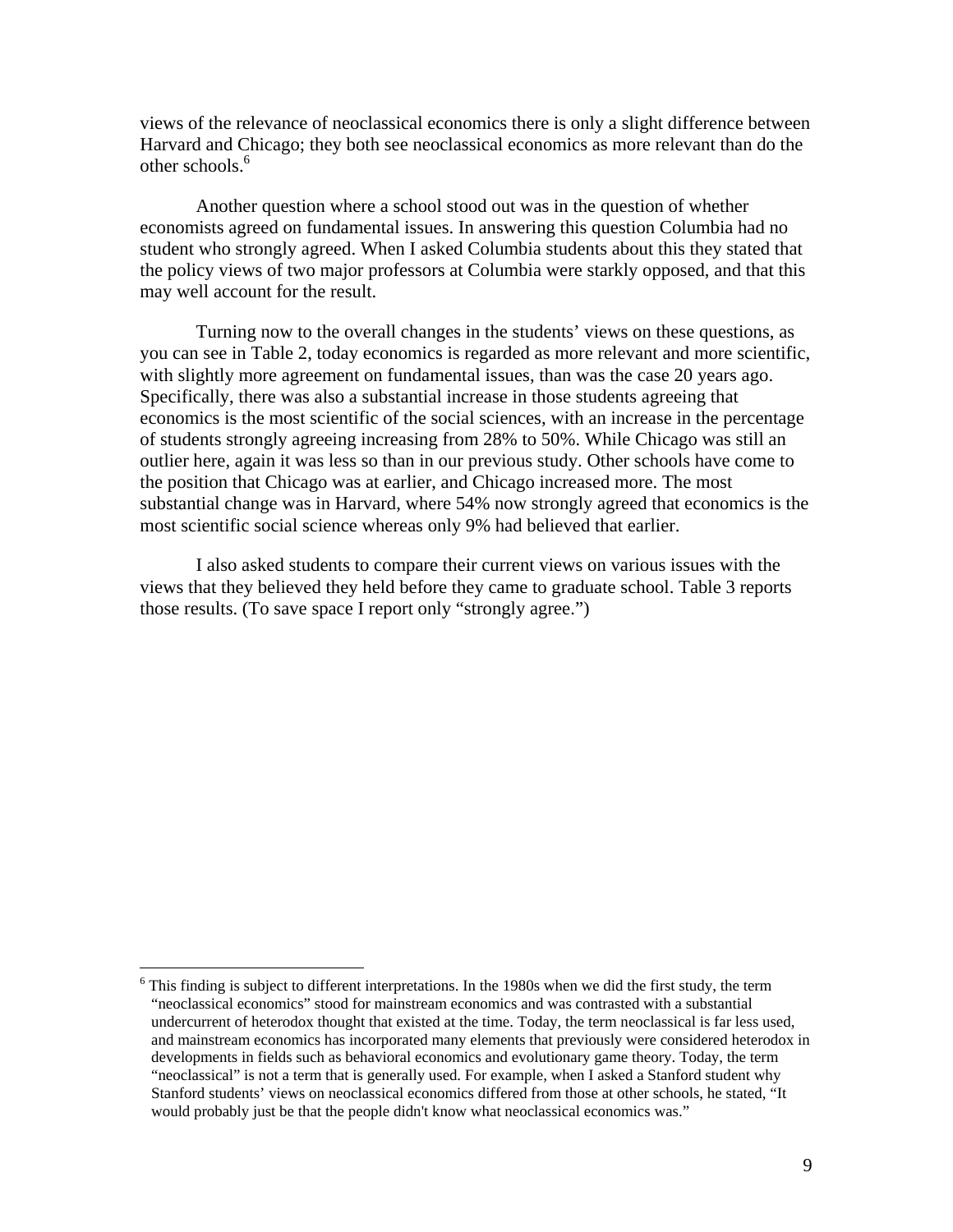views of the relevance of neoclassical economics there is only a slight difference between Harvard and Chicago; they both see neoclassical economics as more relevant than do the other schools.[6]

Another question where a school stood out was in the question of whether economists agreed on fundamental issues. In answering this question Columbia had no student who strongly agreed. When I asked Columbia students about this they stated that the policy views of two major professors at Columbia were starkly opposed, and that this may well account for the result.

Turning now to the overall changes in the students' views on these questions, as you can see in Table 2, today economics is regarded as more relevant and more scientific, with slightly more agreement on fundamental issues, than was the case 20 years ago. Specifically, there was also a substantial increase in those students agreeing that economics is the most scientific of the social sciences, with an increase in the percentage of students strongly agreeing increasing from 28% to 50%. While Chicago was still an outlier here, again it was less so than in our previous study. Other schools have come to the position that Chicago was at earlier, and Chicago increased more. The most substantial change was in Harvard, where 54% now strongly agreed that economics is the most scientific social science whereas only 9% had believed that earlier.

I also asked students to compare their current views on various issues with the views that they believed they held before they came to graduate school. Table 3 reports those results. (To save space I report only "strongly agree.")

[6] This finding is subject to different interpretations. In the 1980s when we did the first study, the term "neoclassical economics" stood for mainstream economics and was contrasted with a substantial undercurrent of heterodox thought that existed at the time. Today, the term neoclassical is far less used, and mainstream economics has incorporated many elements that previously were considered heterodox in developments in fields such as behavioral economics and evolutionary game theory. Today, the term "neoclassical" is not a term that is generally used. For example, when I asked a Stanford student why Stanford students' views on neoclassical economics differed from those at other schools, he stated, "It would probably just be that the people didn't know what neoclassical economics was."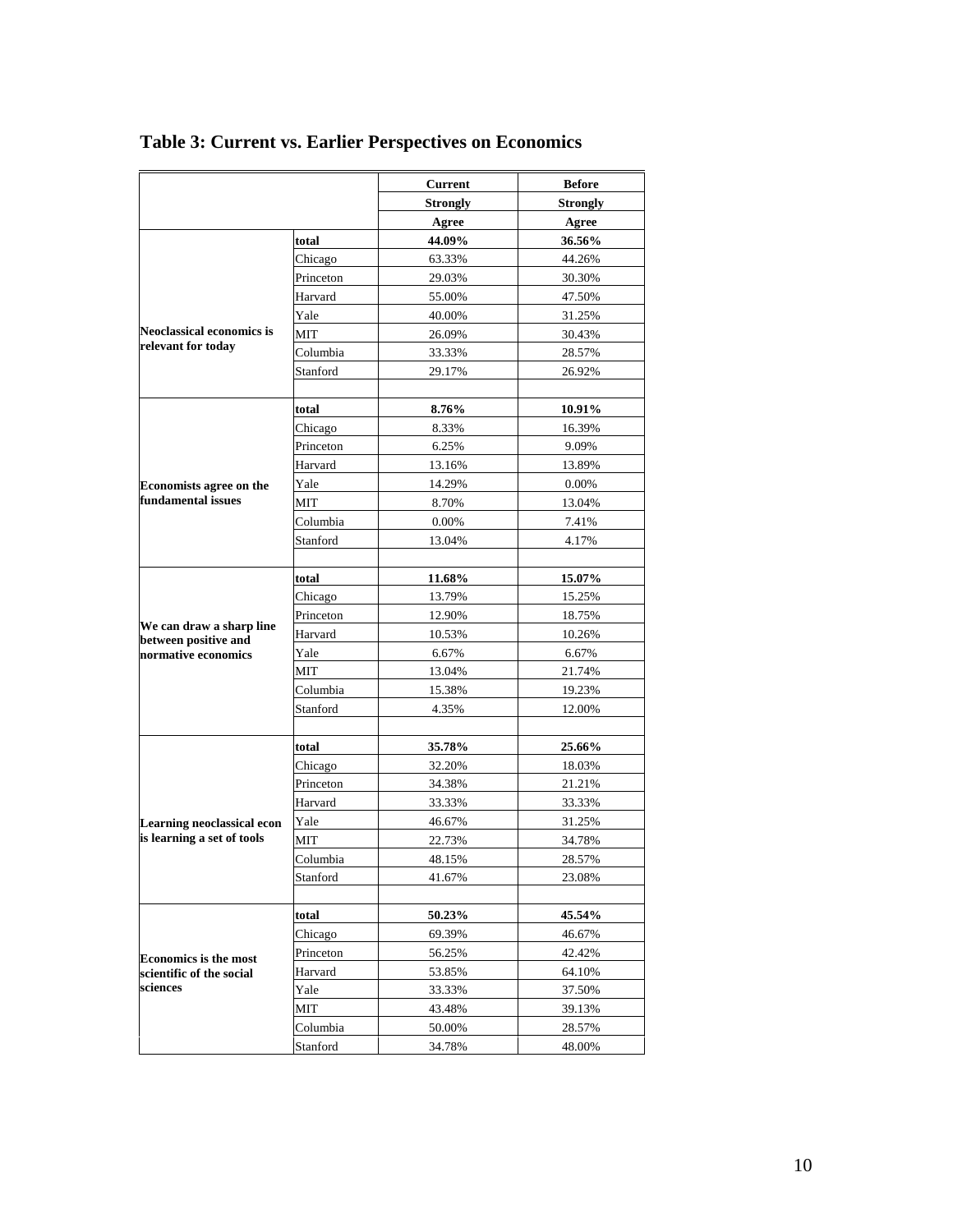## Table 3: Current vs. Earlier Perspectives on Economics

| | | Current Strongly Agree | Before Strongly Agree |
|---|---|---|---|
| **Neoclassical economics is relevant for today** | **total** | **44.09%** | **36.56%** |
| | Chicago | 63.33% | 44.26% |
| | Princeton | 29.03% | 30.30% |
| | Harvard | 55.00% | 47.50% |
| | Yale | 40.00% | 31.25% |
| | MIT | 26.09% | 30.43% |
| | Columbia | 33.33% | 28.57% |
| | Stanford | 29.17% | 26.92% |
| **Economists agree on the fundamental issues** | **total** | **8.76%** | **10.91%** |
| | Chicago | 8.33% | 16.39% |
| | Princeton | 6.25% | 9.09% |
| | Harvard | 13.16% | 13.89% |
| | Yale | 14.29% | 0.00% |
| | MIT | 8.70% | 13.04% |
| | Columbia | 0.00% | 7.41% |
| | Stanford | 13.04% | 4.17% |
| **We can draw a sharp line between positive and normative economics** | **total** | **11.68%** | **15.07%** |
| | Chicago | 13.79% | 15.25% |
| | Princeton | 12.90% | 18.75% |
| | Harvard | 10.53% | 10.26% |
| | Yale | 6.67% | 6.67% |
| | MIT | 13.04% | 21.74% |
| | Columbia | 15.38% | 19.23% |
| | Stanford | 4.35% | 12.00% |
| **Learning neoclassical econ is learning a set of tools** | **total** | **35.78%** | **25.66%** |
| | Chicago | 32.20% | 18.03% |
| | Princeton | 34.38% | 21.21% |
| | Harvard | 33.33% | 33.33% |
| | Yale | 46.67% | 31.25% |
| | MIT | 22.73% | 34.78% |
| | Columbia | 48.15% | 28.57% |
| | Stanford | 41.67% | 23.08% |
| **Economics is the most scientific of the social sciences** | **total** | **50.23%** | **45.54%** |
| | Chicago | 69.39% | 46.67% |
| | Princeton | 56.25% | 42.42% |
| | Harvard | 53.85% | 64.10% |
| | Yale | 33.33% | 37.50% |
| | MIT | 43.48% | 39.13% |
| | Columbia | 50.00% | 28.57% |
| | Stanford | 34.78% | 48.00% |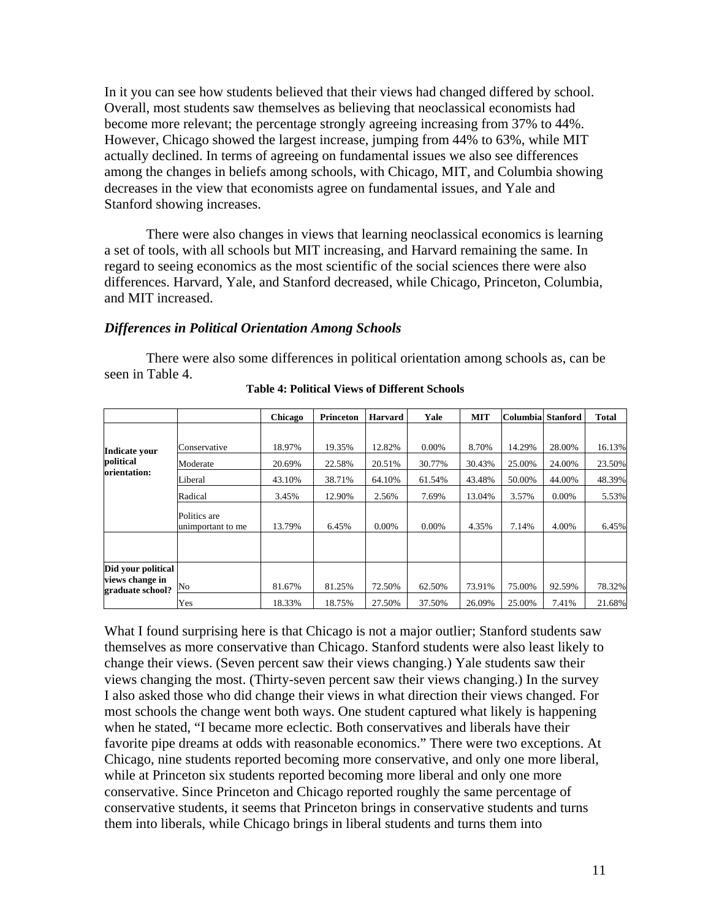In it you can see how students believed that their views had changed differed by school. Overall, most students saw themselves as believing that neoclassical economists had become more relevant; the percentage strongly agreeing increasing from 37% to 44%. However, Chicago showed the largest increase, jumping from 44% to 63%, while MIT actually declined. In terms of agreeing on fundamental issues we also see differences among the changes in beliefs among schools, with Chicago, MIT, and Columbia showing decreases in the view that economists agree on fundamental issues, and Yale and Stanford showing increases.

There were also changes in views that learning neoclassical economics is learning a set of tools, with all schools but MIT increasing, and Harvard remaining the same. In regard to seeing economics as the most scientific of the social sciences there were also differences. Harvard, Yale, and Stanford decreased, while Chicago, Princeton, Columbia, and MIT increased.

### *Differences in Political Orientation Among Schools*

There were also some differences in political orientation among schools as, can be seen in Table 4.

**Table 4: Political Views of Different Schools**

| | | Chicago | Princeton | Harvard | Yale | MIT | Columbia | Stanford | Total |
|---|---|---|---|---|---|---|---|---|---|
| **Indicate your political orientation:** | Conservative | 18.97% | 19.35% | 12.82% | 0.00% | 8.70% | 14.29% | 28.00% | 16.13% |
| | Moderate | 20.69% | 22.58% | 20.51% | 30.77% | 30.43% | 25.00% | 24.00% | 23.50% |
| | Liberal | 43.10% | 38.71% | 64.10% | 61.54% | 43.48% | 50.00% | 44.00% | 48.39% |
| | Radical | 3.45% | 12.90% | 2.56% | 7.69% | 13.04% | 3.57% | 0.00% | 5.53% |
| | Politics are unimportant to me | 13.79% | 6.45% | 0.00% | 0.00% | 4.35% | 7.14% | 4.00% | 6.45% |
| | | | | | | | | | |
| **Did your political views change in graduate school?** | No | 81.67% | 81.25% | 72.50% | 62.50% | 73.91% | 75.00% | 92.59% | 78.32% |
| | Yes | 18.33% | 18.75% | 27.50% | 37.50% | 26.09% | 25.00% | 7.41% | 21.68% |

What I found surprising here is that Chicago is not a major outlier; Stanford students saw themselves as more conservative than Chicago. Stanford students were also least likely to change their views. (Seven percent saw their views changing.) Yale students saw their views changing the most. (Thirty-seven percent saw their views changing.) In the survey I also asked those who did change their views in what direction their views changed. For most schools the change went both ways. One student captured what likely is happening when he stated, "I became more eclectic. Both conservatives and liberals have their favorite pipe dreams at odds with reasonable economics." There were two exceptions. At Chicago, nine students reported becoming more conservative, and only one more liberal, while at Princeton six students reported becoming more liberal and only one more conservative. Since Princeton and Chicago reported roughly the same percentage of conservative students, it seems that Princeton brings in conservative students and turns them into liberals, while Chicago brings in liberal students and turns them into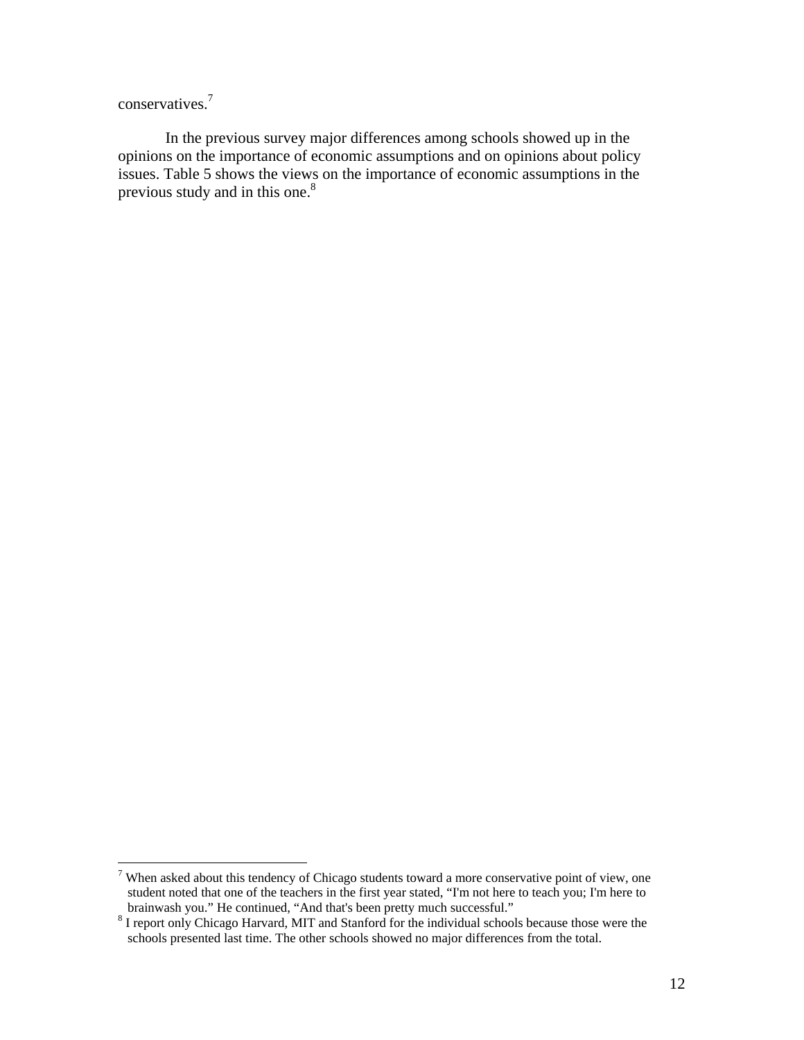conservatives.[7]

In the previous survey major differences among schools showed up in the opinions on the importance of economic assumptions and on opinions about policy issues. Table 5 shows the views on the importance of economic assumptions in the previous study and in this one.[8]

---

[7] When asked about this tendency of Chicago students toward a more conservative point of view, one student noted that one of the teachers in the first year stated, "I'm not here to teach you; I'm here to brainwash you." He continued, "And that's been pretty much successful."

[8] I report only Chicago Harvard, MIT and Stanford for the individual schools because those were the schools presented last time. The other schools showed no major differences from the total.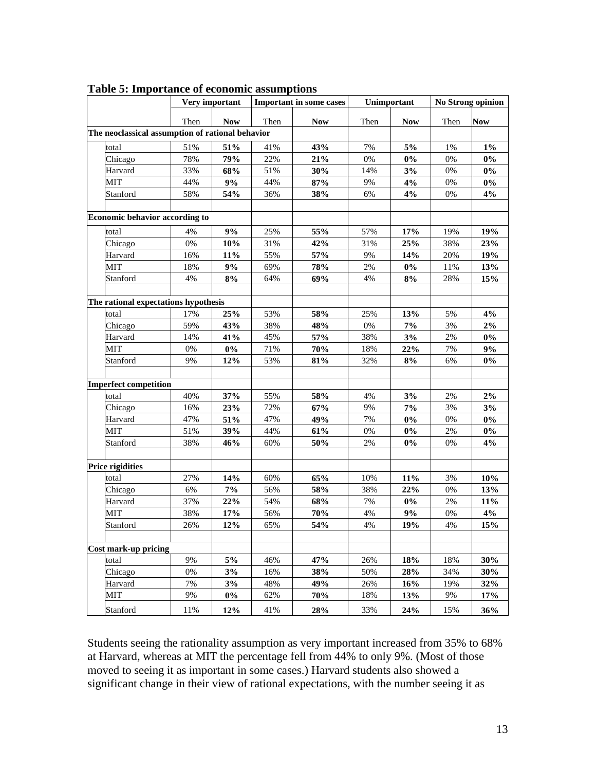**Table 5: Importance of economic assumptions**

| | Very important | | Important in some cases | | Unimportant | | No Strong opinion | |
|---|---|---|---|---|---|---|---|---|
| | Then | **Now** | Then | **Now** | Then | **Now** | Then | **Now** |
| **The neoclassical assumption of rational behavior** | | | | | | | | |
| total | 51% | **51%** | 41% | **43%** | 7% | **5%** | 1% | **1%** |
| Chicago | 78% | **79%** | 22% | **21%** | 0% | **0%** | 0% | **0%** |
| Harvard | 33% | **68%** | 51% | **30%** | 14% | **3%** | 0% | **0%** |
| MIT | 44% | **9%** | 44% | **87%** | 9% | **4%** | 0% | **0%** |
| Stanford | 58% | **54%** | 36% | **38%** | 6% | **4%** | 0% | **4%** |
| **Economic behavior according to** | | | | | | | | |
| total | 4% | **9%** | 25% | **55%** | 57% | **17%** | 19% | **19%** |
| Chicago | 0% | **10%** | 31% | **42%** | 31% | **25%** | 38% | **23%** |
| Harvard | 16% | **11%** | 55% | **57%** | 9% | **14%** | 20% | **19%** |
| MIT | 18% | **9%** | 69% | **78%** | 2% | **0%** | 11% | **13%** |
| Stanford | 4% | **8%** | 64% | **69%** | 4% | **8%** | 28% | **15%** |
| **The rational expectations hypothesis** | | | | | | | | |
| total | 17% | **25%** | 53% | **58%** | 25% | **13%** | 5% | **4%** |
| Chicago | 59% | **43%** | 38% | **48%** | 0% | **7%** | 3% | **2%** |
| Harvard | 14% | **41%** | 45% | **57%** | 38% | **3%** | 2% | **0%** |
| MIT | 0% | **0%** | 71% | **70%** | 18% | **22%** | 7% | **9%** |
| Stanford | 9% | **12%** | 53% | **81%** | 32% | **8%** | 6% | **0%** |
| **Imperfect competition** | | | | | | | | |
| total | 40% | **37%** | 55% | **58%** | 4% | **3%** | 2% | **2%** |
| Chicago | 16% | **23%** | 72% | **67%** | 9% | **7%** | 3% | **3%** |
| Harvard | 47% | **51%** | 47% | **49%** | 7% | **0%** | 0% | **0%** |
| MIT | 51% | **39%** | 44% | **61%** | 0% | **0%** | 2% | **0%** |
| Stanford | 38% | **46%** | 60% | **50%** | 2% | **0%** | 0% | **4%** |
| **Price rigidities** | | | | | | | | |
| total | 27% | **14%** | 60% | **65%** | 10% | **11%** | 3% | **10%** |
| Chicago | 6% | **7%** | 56% | **58%** | 38% | **22%** | 0% | **13%** |
| Harvard | 37% | **22%** | 54% | **68%** | 7% | **0%** | 2% | **11%** |
| MIT | 38% | **17%** | 56% | **70%** | 4% | **9%** | 0% | **4%** |
| Stanford | 26% | **12%** | 65% | **54%** | 4% | **19%** | 4% | **15%** |
| **Cost mark-up pricing** | | | | | | | | |
| total | 9% | **5%** | 46% | **47%** | 26% | **18%** | 18% | **30%** |
| Chicago | 0% | **3%** | 16% | **38%** | 50% | **28%** | 34% | **30%** |
| Harvard | 7% | **3%** | 48% | **49%** | 26% | **16%** | 19% | **32%** |
| MIT | 9% | **0%** | 62% | **70%** | 18% | **13%** | 9% | **17%** |
| Stanford | 11% | **12%** | 41% | **28%** | 33% | **24%** | 15% | **36%** |

Students seeing the rationality assumption as very important increased from 35% to 68% at Harvard, whereas at MIT the percentage fell from 44% to only 9%. (Most of those moved to seeing it as important in some cases.) Harvard students also showed a significant change in their view of rational expectations, with the number seeing it as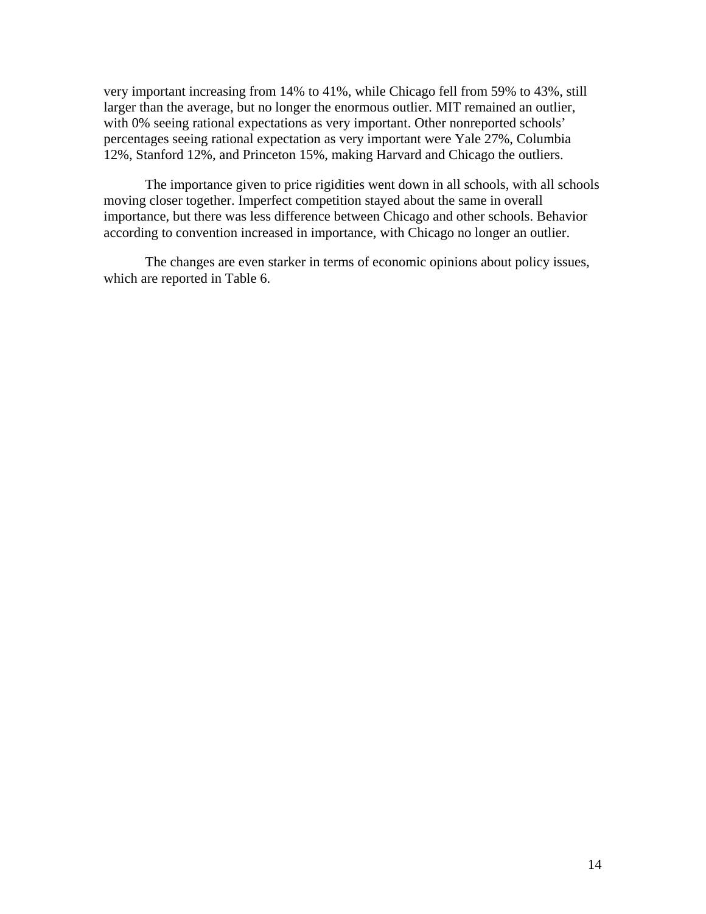very important increasing from 14% to 41%, while Chicago fell from 59% to 43%, still larger than the average, but no longer the enormous outlier. MIT remained an outlier, with 0% seeing rational expectations as very important. Other nonreported schools' percentages seeing rational expectation as very important were Yale 27%, Columbia 12%, Stanford 12%, and Princeton 15%, making Harvard and Chicago the outliers.

The importance given to price rigidities went down in all schools, with all schools moving closer together. Imperfect competition stayed about the same in overall importance, but there was less difference between Chicago and other schools. Behavior according to convention increased in importance, with Chicago no longer an outlier.

The changes are even starker in terms of economic opinions about policy issues, which are reported in Table 6.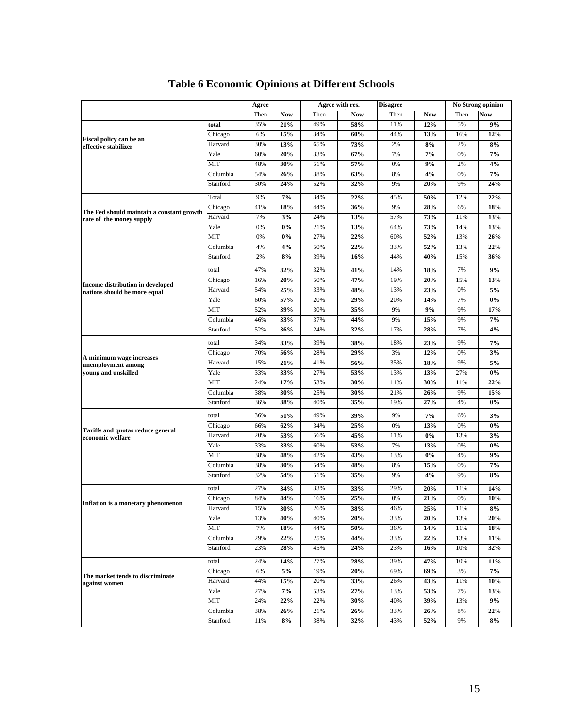# Table 6 Economic Opinions at Different Schools

| | | Agree | | Agree with res. | | Disagree | | No Strong opinion | |
|---|---|---|---|---|---|---|---|---|---|
| | | Then | **Now** | Then | **Now** | Then | **Now** | Then | **Now** |
| **Fiscal policy can be an effective stabilizer** | **total** | 35% | **21%** | 49% | **58%** | 11% | **12%** | 5% | **9%** |
| | Chicago | 6% | **15%** | 34% | **60%** | 44% | **13%** | 16% | **12%** |
| | Harvard | 30% | **13%** | 65% | **73%** | 2% | **8%** | 2% | **8%** |
| | Yale | 60% | **20%** | 33% | **67%** | 7% | **7%** | 0% | **7%** |
| | MIT | 48% | **30%** | 51% | **57%** | 0% | **9%** | 2% | **4%** |
| | Columbia | 54% | **26%** | 38% | **63%** | 8% | **4%** | 0% | **7%** |
| | Stanford | 30% | **24%** | 52% | **32%** | 9% | **20%** | 9% | **24%** |
| **The Fed should maintain a constant growth rate of the money supply** | Total | 9% | **7%** | 34% | **22%** | 45% | **50%** | 12% | **22%** |
| | Chicago | 41% | **18%** | 44% | **36%** | 9% | **28%** | 6% | **18%** |
| | Harvard | 7% | **3%** | 24% | **13%** | 57% | **73%** | 11% | **13%** |
| | Yale | 0% | **0%** | 21% | **13%** | 64% | **73%** | 14% | **13%** |
| | MIT | 0% | **0%** | 27% | **22%** | 60% | **52%** | 13% | **26%** |
| | Columbia | 4% | **4%** | 50% | **22%** | 33% | **52%** | 13% | **22%** |
| | Stanford | 2% | **8%** | 39% | **16%** | 44% | **40%** | 15% | **36%** |
| **Income distribution in developed nations should be more equal** | total | 47% | **32%** | 32% | **41%** | 14% | **18%** | 7% | **9%** |
| | Chicago | 16% | **20%** | 50% | **47%** | 19% | **20%** | 15% | **13%** |
| | Harvard | 54% | **25%** | 33% | **48%** | 13% | **23%** | 0% | **5%** |
| | Yale | 60% | **57%** | 20% | **29%** | 20% | **14%** | 7% | **0%** |
| | MIT | 52% | **39%** | 30% | **35%** | 9% | **9%** | 9% | **17%** |
| | Columbia | 46% | **33%** | 37% | **44%** | 9% | **15%** | 9% | **7%** |
| | Stanford | 52% | **36%** | 24% | **32%** | 17% | **28%** | 7% | **4%** |
| **A minimum wage increases unemployment among young and unskilled** | total | 34% | **33%** | 39% | **38%** | 18% | **23%** | 9% | **7%** |
| | Chicago | 70% | **56%** | 28% | **29%** | 3% | **12%** | 0% | **3%** |
| | Harvard | 15% | **21%** | 41% | **56%** | 35% | **18%** | 9% | **5%** |
| | Yale | 33% | **33%** | 27% | **53%** | 13% | **13%** | 27% | **0%** |
| | MIT | 24% | **17%** | 53% | **30%** | 11% | **30%** | 11% | **22%** |
| | Columbia | 38% | **30%** | 25% | **30%** | 21% | **26%** | 9% | **15%** |
| | Stanford | 36% | **38%** | 40% | **35%** | 19% | **27%** | 4% | **0%** |
| **Tariffs and quotas reduce general economic welfare** | total | 36% | **51%** | 49% | **39%** | 9% | **7%** | 6% | **3%** |
| | Chicago | 66% | **62%** | 34% | **25%** | 0% | **13%** | 0% | **0%** |
| | Harvard | 20% | **53%** | 56% | **45%** | 11% | **0%** | 13% | **3%** |
| | Yale | 33% | **33%** | 60% | **53%** | 7% | **13%** | 0% | **0%** |
| | MIT | 38% | **48%** | 42% | **43%** | 13% | **0%** | 4% | **9%** |
| | Columbia | 38% | **30%** | 54% | **48%** | 8% | **15%** | 0% | **7%** |
| | Stanford | 32% | **54%** | 51% | **35%** | 9% | **4%** | 9% | **8%** |
| **Inflation is a monetary phenomenon** | total | 27% | **34%** | 33% | **33%** | 29% | **20%** | 11% | **14%** |
| | Chicago | 84% | **44%** | 16% | **25%** | 0% | **21%** | 0% | **10%** |
| | Harvard | 15% | **30%** | 26% | **38%** | 46% | **25%** | 11% | **8%** |
| | Yale | 13% | **40%** | 40% | **20%** | 33% | **20%** | 13% | **20%** |
| | MIT | 7% | **18%** | 44% | **50%** | 36% | **14%** | 11% | **18%** |
| | Columbia | 29% | **22%** | 25% | **44%** | 33% | **22%** | 13% | **11%** |
| | Stanford | 23% | **28%** | 45% | **24%** | 23% | **16%** | 10% | **32%** |
| **The market tends to discriminate against women** | total | 24% | **14%** | 27% | **28%** | 39% | **47%** | 10% | **11%** |
| | Chicago | 6% | **5%** | 19% | **20%** | 69% | **69%** | 3% | **7%** |
| | Harvard | 44% | **15%** | 20% | **33%** | 26% | **43%** | 11% | **10%** |
| | Yale | 27% | **7%** | 53% | **27%** | 13% | **53%** | 7% | **13%** |
| | MIT | 24% | **22%** | 22% | **30%** | 40% | **39%** | 13% | **9%** |
| | Columbia | 38% | **26%** | 21% | **26%** | 33% | **26%** | 8% | **22%** |
| | Stanford | 11% | **8%** | 38% | **32%** | 43% | **52%** | 9% | **8%** |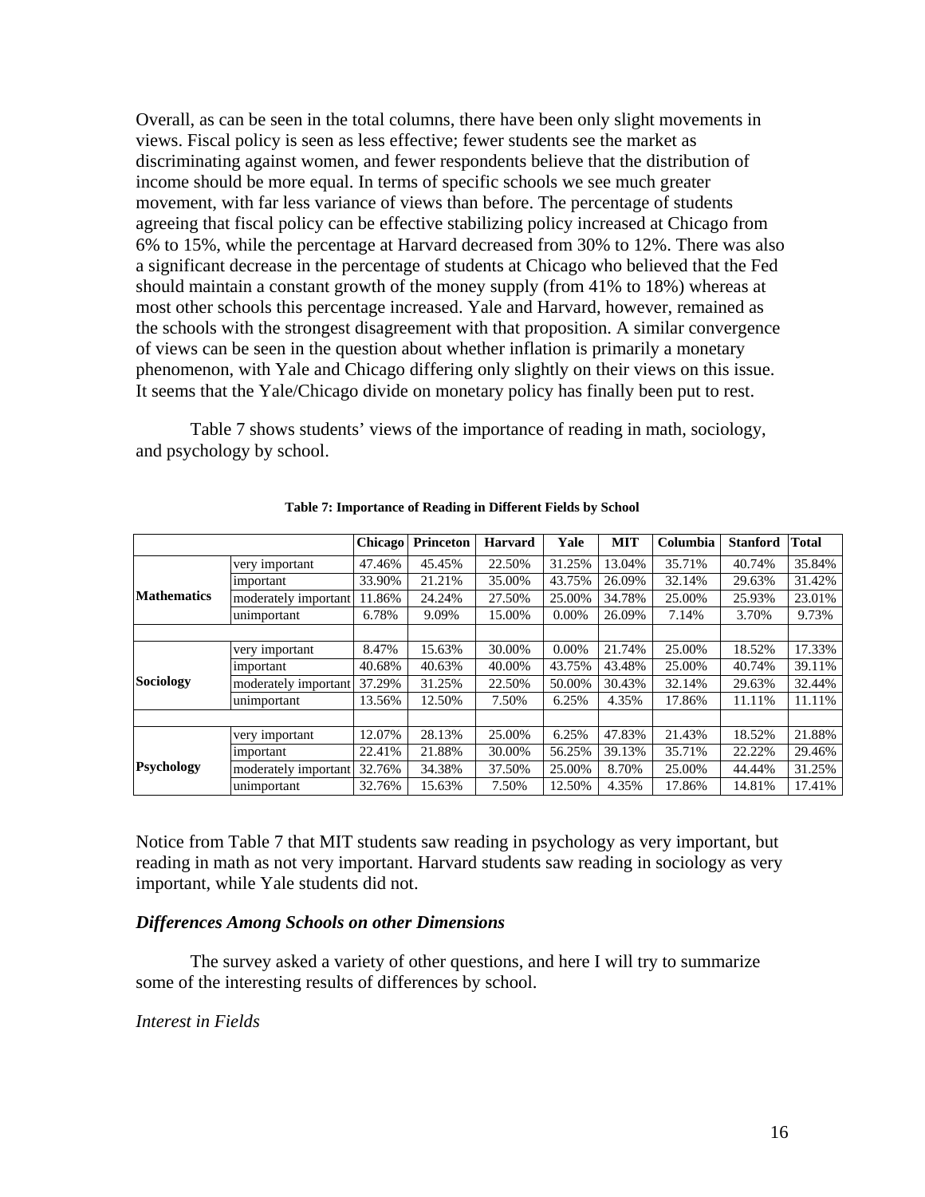Overall, as can be seen in the total columns, there have been only slight movements in views. Fiscal policy is seen as less effective; fewer students see the market as discriminating against women, and fewer respondents believe that the distribution of income should be more equal. In terms of specific schools we see much greater movement, with far less variance of views than before. The percentage of students agreeing that fiscal policy can be effective stabilizing policy increased at Chicago from 6% to 15%, while the percentage at Harvard decreased from 30% to 12%. There was also a significant decrease in the percentage of students at Chicago who believed that the Fed should maintain a constant growth of the money supply (from 41% to 18%) whereas at most other schools this percentage increased. Yale and Harvard, however, remained as the schools with the strongest disagreement with that proposition. A similar convergence of views can be seen in the question about whether inflation is primarily a monetary phenomenon, with Yale and Chicago differing only slightly on their views on this issue. It seems that the Yale/Chicago divide on monetary policy has finally been put to rest.

Table 7 shows students' views of the importance of reading in math, sociology, and psychology by school.

**Table 7: Importance of Reading in Different Fields by School**

| | | Chicago | Princeton | Harvard | Yale | MIT | Columbia | Stanford | Total |
|---|---|---|---|---|---|---|---|---|---|
| **Mathematics** | very important | 47.46% | 45.45% | 22.50% | 31.25% | 13.04% | 35.71% | 40.74% | 35.84% |
| | important | 33.90% | 21.21% | 35.00% | 43.75% | 26.09% | 32.14% | 29.63% | 31.42% |
| | moderately important | 11.86% | 24.24% | 27.50% | 25.00% | 34.78% | 25.00% | 25.93% | 23.01% |
| | unimportant | 6.78% | 9.09% | 15.00% | 0.00% | 26.09% | 7.14% | 3.70% | 9.73% |
| | | | | | | | | | |
| **Sociology** | very important | 8.47% | 15.63% | 30.00% | 0.00% | 21.74% | 25.00% | 18.52% | 17.33% |
| | important | 40.68% | 40.63% | 40.00% | 43.75% | 43.48% | 25.00% | 40.74% | 39.11% |
| | moderately important | 37.29% | 31.25% | 22.50% | 50.00% | 30.43% | 32.14% | 29.63% | 32.44% |
| | unimportant | 13.56% | 12.50% | 7.50% | 6.25% | 4.35% | 17.86% | 11.11% | 11.11% |
| | | | | | | | | | |
| **Psychology** | very important | 12.07% | 28.13% | 25.00% | 6.25% | 47.83% | 21.43% | 18.52% | 21.88% |
| | important | 22.41% | 21.88% | 30.00% | 56.25% | 39.13% | 35.71% | 22.22% | 29.46% |
| | moderately important | 32.76% | 34.38% | 37.50% | 25.00% | 8.70% | 25.00% | 44.44% | 31.25% |
| | unimportant | 32.76% | 15.63% | 7.50% | 12.50% | 4.35% | 17.86% | 14.81% | 17.41% |

Notice from Table 7 that MIT students saw reading in psychology as very important, but reading in math as not very important. Harvard students saw reading in sociology as very important, while Yale students did not.

### *Differences Among Schools on other Dimensions*

The survey asked a variety of other questions, and here I will try to summarize some of the interesting results of differences by school.

*Interest in Fields*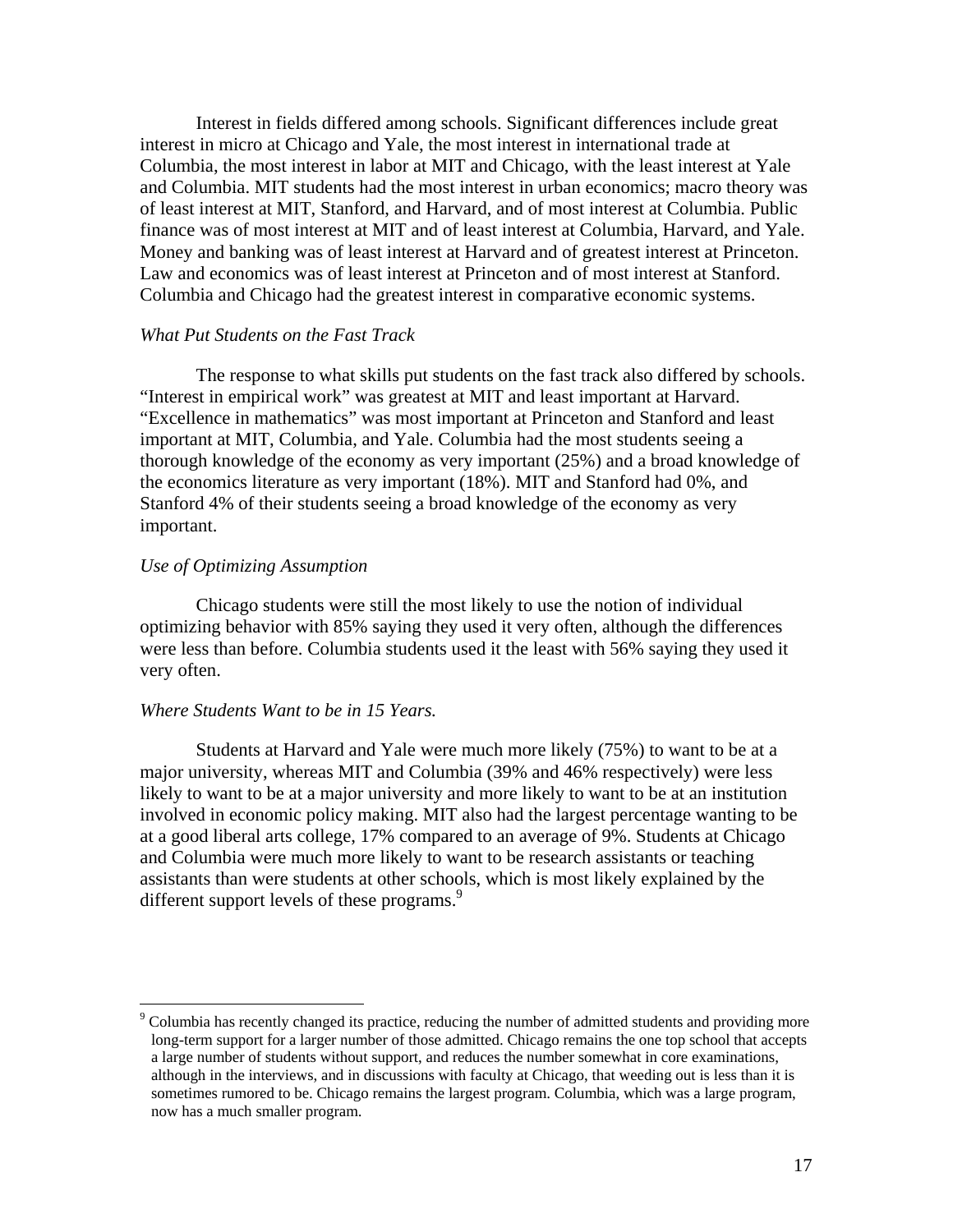Interest in fields differed among schools. Significant differences include great interest in micro at Chicago and Yale, the most interest in international trade at Columbia, the most interest in labor at MIT and Chicago, with the least interest at Yale and Columbia. MIT students had the most interest in urban economics; macro theory was of least interest at MIT, Stanford, and Harvard, and of most interest at Columbia. Public finance was of most interest at MIT and of least interest at Columbia, Harvard, and Yale. Money and banking was of least interest at Harvard and of greatest interest at Princeton. Law and economics was of least interest at Princeton and of most interest at Stanford. Columbia and Chicago had the greatest interest in comparative economic systems.

### *What Put Students on the Fast Track*

The response to what skills put students on the fast track also differed by schools. "Interest in empirical work" was greatest at MIT and least important at Harvard. "Excellence in mathematics" was most important at Princeton and Stanford and least important at MIT, Columbia, and Yale. Columbia had the most students seeing a thorough knowledge of the economy as very important (25%) and a broad knowledge of the economics literature as very important (18%). MIT and Stanford had 0%, and Stanford 4% of their students seeing a broad knowledge of the economy as very important.

### *Use of Optimizing Assumption*

Chicago students were still the most likely to use the notion of individual optimizing behavior with 85% saying they used it very often, although the differences were less than before. Columbia students used it the least with 56% saying they used it very often.

### *Where Students Want to be in 15 Years.*

Students at Harvard and Yale were much more likely (75%) to want to be at a major university, whereas MIT and Columbia (39% and 46% respectively) were less likely to want to be at a major university and more likely to want to be at an institution involved in economic policy making. MIT also had the largest percentage wanting to be at a good liberal arts college, 17% compared to an average of 9%. Students at Chicago and Columbia were much more likely to want to be research assistants or teaching assistants than were students at other schools, which is most likely explained by the different support levels of these programs.[9]

---

[9] Columbia has recently changed its practice, reducing the number of admitted students and providing more long-term support for a larger number of those admitted. Chicago remains the one top school that accepts a large number of students without support, and reduces the number somewhat in core examinations, although in the interviews, and in discussions with faculty at Chicago, that weeding out is less than it is sometimes rumored to be. Chicago remains the largest program. Columbia, which was a large program, now has a much smaller program.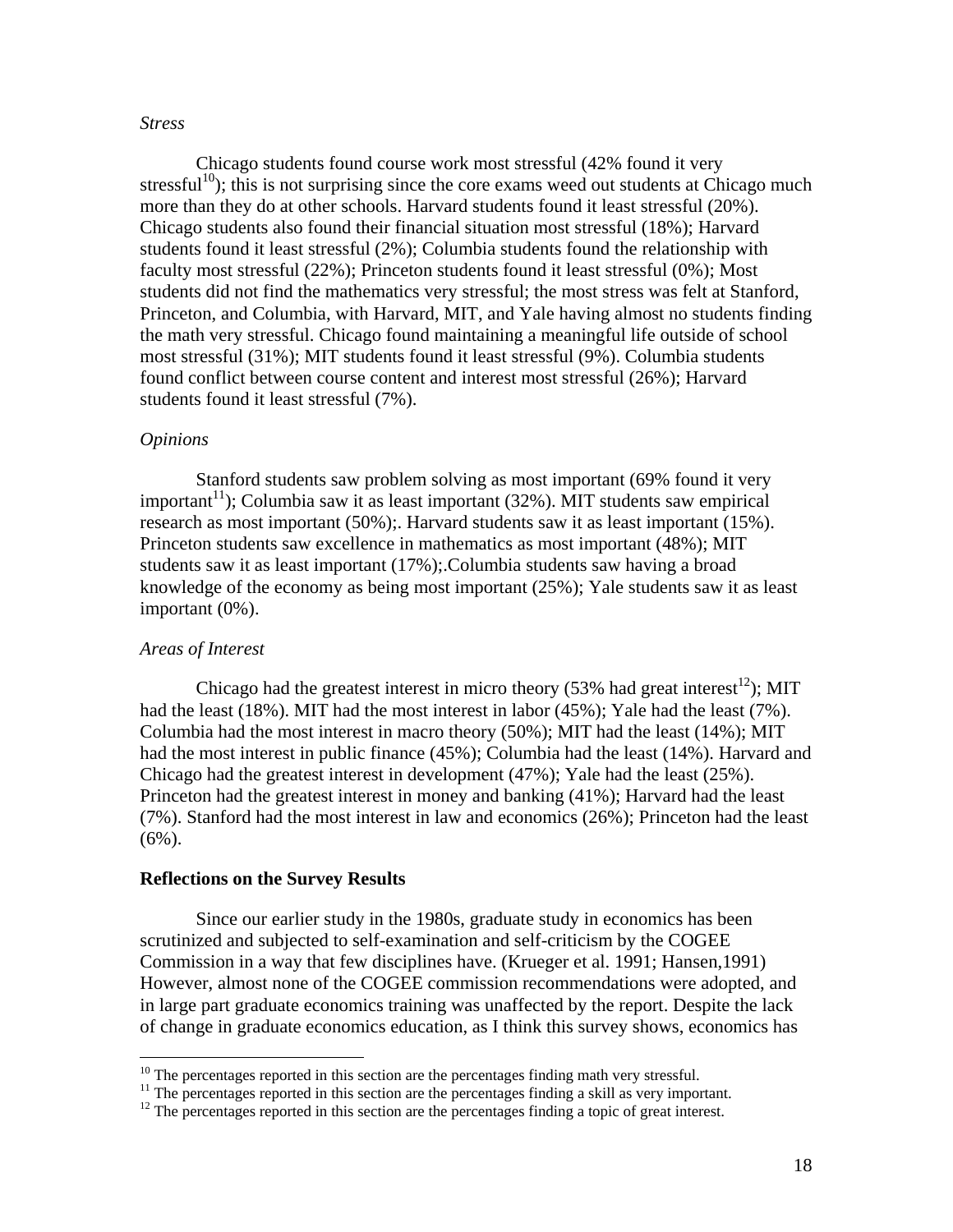*Stress*

Chicago students found course work most stressful (42% found it very stressful[10]); this is not surprising since the core exams weed out students at Chicago much more than they do at other schools. Harvard students found it least stressful (20%). Chicago students also found their financial situation most stressful (18%); Harvard students found it least stressful (2%); Columbia students found the relationship with faculty most stressful (22%); Princeton students found it least stressful (0%); Most students did not find the mathematics very stressful; the most stress was felt at Stanford, Princeton, and Columbia, with Harvard, MIT, and Yale having almost no students finding the math very stressful. Chicago found maintaining a meaningful life outside of school most stressful (31%); MIT students found it least stressful (9%). Columbia students found conflict between course content and interest most stressful (26%); Harvard students found it least stressful (7%).

*Opinions*

Stanford students saw problem solving as most important (69% found it very important[11]); Columbia saw it as least important (32%). MIT students saw empirical research as most important (50%);. Harvard students saw it as least important (15%). Princeton students saw excellence in mathematics as most important (48%); MIT students saw it as least important (17%);.Columbia students saw having a broad knowledge of the economy as being most important (25%); Yale students saw it as least important (0%).

*Areas of Interest*

Chicago had the greatest interest in micro theory (53% had great interest[12]); MIT had the least (18%). MIT had the most interest in labor (45%); Yale had the least (7%). Columbia had the most interest in macro theory (50%); MIT had the least (14%); MIT had the most interest in public finance (45%); Columbia had the least (14%). Harvard and Chicago had the greatest interest in development (47%); Yale had the least (25%). Princeton had the greatest interest in money and banking (41%); Harvard had the least (7%). Stanford had the most interest in law and economics (26%); Princeton had the least (6%).

**Reflections on the Survey Results**

Since our earlier study in the 1980s, graduate study in economics has been scrutinized and subjected to self-examination and self-criticism by the COGEE Commission in a way that few disciplines have. (Krueger et al. 1991; Hansen,1991) However, almost none of the COGEE commission recommendations were adopted, and in large part graduate economics training was unaffected by the report. Despite the lack of change in graduate economics education, as I think this survey shows, economics has

[10] The percentages reported in this section are the percentages finding math very stressful.
[11] The percentages reported in this section are the percentages finding a skill as very important.
[12] The percentages reported in this section are the percentages finding a topic of great interest.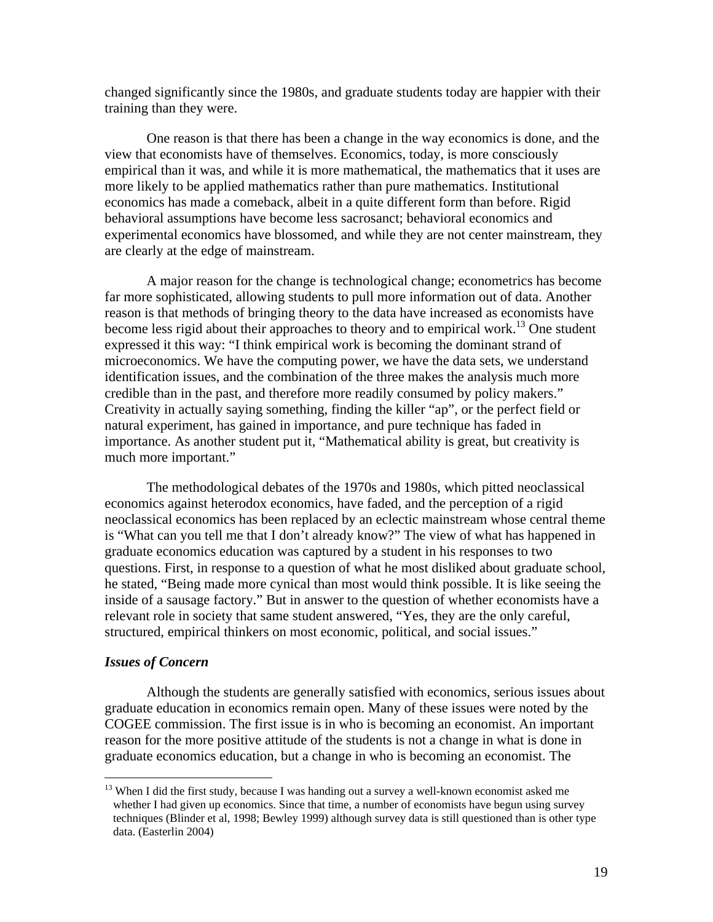changed significantly since the 1980s, and graduate students today are happier with their training than they were.

One reason is that there has been a change in the way economics is done, and the view that economists have of themselves. Economics, today, is more consciously empirical than it was, and while it is more mathematical, the mathematics that it uses are more likely to be applied mathematics rather than pure mathematics. Institutional economics has made a comeback, albeit in a quite different form than before. Rigid behavioral assumptions have become less sacrosanct; behavioral economics and experimental economics have blossomed, and while they are not center mainstream, they are clearly at the edge of mainstream.

A major reason for the change is technological change; econometrics has become far more sophisticated, allowing students to pull more information out of data. Another reason is that methods of bringing theory to the data have increased as economists have become less rigid about their approaches to theory and to empirical work.[13] One student expressed it this way: "I think empirical work is becoming the dominant strand of microeconomics. We have the computing power, we have the data sets, we understand identification issues, and the combination of the three makes the analysis much more credible than in the past, and therefore more readily consumed by policy makers." Creativity in actually saying something, finding the killer "ap", or the perfect field or natural experiment, has gained in importance, and pure technique has faded in importance. As another student put it, "Mathematical ability is great, but creativity is much more important."

The methodological debates of the 1970s and 1980s, which pitted neoclassical economics against heterodox economics, have faded, and the perception of a rigid neoclassical economics has been replaced by an eclectic mainstream whose central theme is "What can you tell me that I don't already know?" The view of what has happened in graduate economics education was captured by a student in his responses to two questions. First, in response to a question of what he most disliked about graduate school, he stated, "Being made more cynical than most would think possible. It is like seeing the inside of a sausage factory." But in answer to the question of whether economists have a relevant role in society that same student answered, "Yes, they are the only careful, structured, empirical thinkers on most economic, political, and social issues."

### *Issues of Concern*

Although the students are generally satisfied with economics, serious issues about graduate education in economics remain open. Many of these issues were noted by the COGEE commission. The first issue is in who is becoming an economist. An important reason for the more positive attitude of the students is not a change in what is done in graduate economics education, but a change in who is becoming an economist. The

---

[13] When I did the first study, because I was handing out a survey a well-known economist asked me whether I had given up economics. Since that time, a number of economists have begun using survey techniques (Blinder et al, 1998; Bewley 1999) although survey data is still questioned than is other type data. (Easterlin 2004)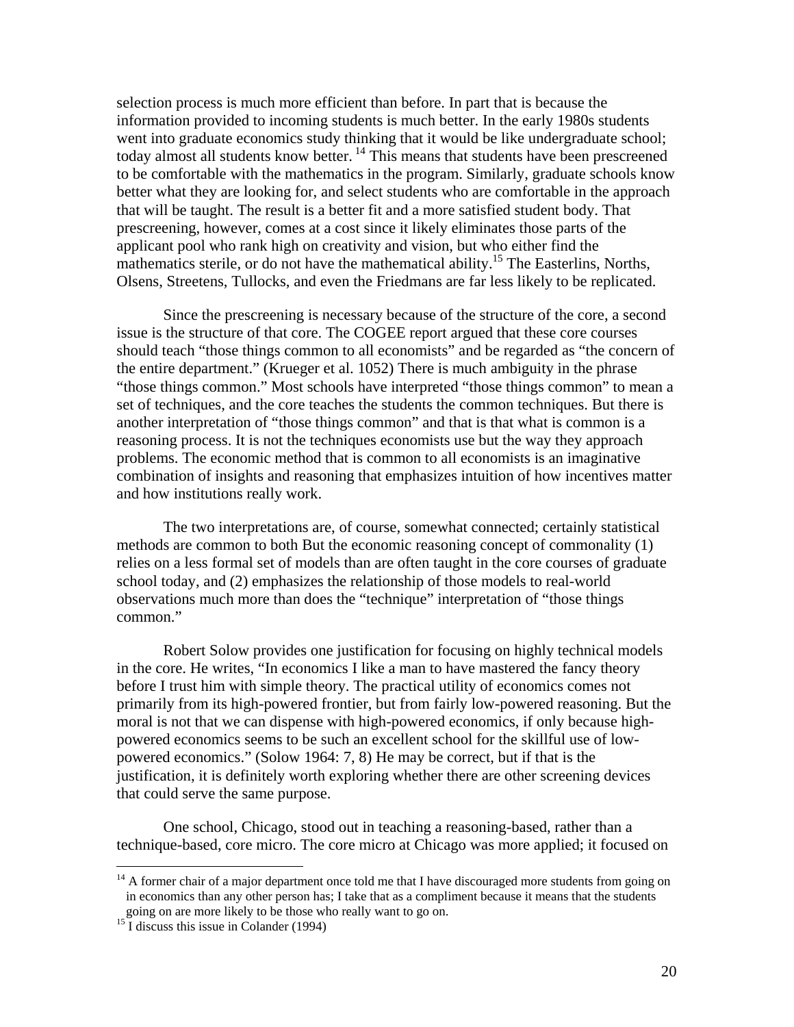selection process is much more efficient than before. In part that is because the information provided to incoming students is much better. In the early 1980s students went into graduate economics study thinking that it would be like undergraduate school; today almost all students know better. [14] This means that students have been prescreened to be comfortable with the mathematics in the program. Similarly, graduate schools know better what they are looking for, and select students who are comfortable in the approach that will be taught. The result is a better fit and a more satisfied student body. That prescreening, however, comes at a cost since it likely eliminates those parts of the applicant pool who rank high on creativity and vision, but who either find the mathematics sterile, or do not have the mathematical ability.[15] The Easterlins, Norths, Olsens, Streetens, Tullocks, and even the Friedmans are far less likely to be replicated.

Since the prescreening is necessary because of the structure of the core, a second issue is the structure of that core. The COGEE report argued that these core courses should teach "those things common to all economists" and be regarded as "the concern of the entire department." (Krueger et al. 1052) There is much ambiguity in the phrase "those things common." Most schools have interpreted "those things common" to mean a set of techniques, and the core teaches the students the common techniques. But there is another interpretation of "those things common" and that is that what is common is a reasoning process. It is not the techniques economists use but the way they approach problems. The economic method that is common to all economists is an imaginative combination of insights and reasoning that emphasizes intuition of how incentives matter and how institutions really work.

The two interpretations are, of course, somewhat connected; certainly statistical methods are common to both But the economic reasoning concept of commonality (1) relies on a less formal set of models than are often taught in the core courses of graduate school today, and (2) emphasizes the relationship of those models to real-world observations much more than does the "technique" interpretation of "those things common."

Robert Solow provides one justification for focusing on highly technical models in the core. He writes, "In economics I like a man to have mastered the fancy theory before I trust him with simple theory. The practical utility of economics comes not primarily from its high-powered frontier, but from fairly low-powered reasoning. But the moral is not that we can dispense with high-powered economics, if only because high-powered economics seems to be such an excellent school for the skillful use of low-powered economics." (Solow 1964: 7, 8) He may be correct, but if that is the justification, it is definitely worth exploring whether there are other screening devices that could serve the same purpose.

One school, Chicago, stood out in teaching a reasoning-based, rather than a technique-based, core micro. The core micro at Chicago was more applied; it focused on

---

[14] A former chair of a major department once told me that I have discouraged more students from going on in economics than any other person has; I take that as a compliment because it means that the students going on are more likely to be those who really want to go on.

[15] I discuss this issue in Colander (1994)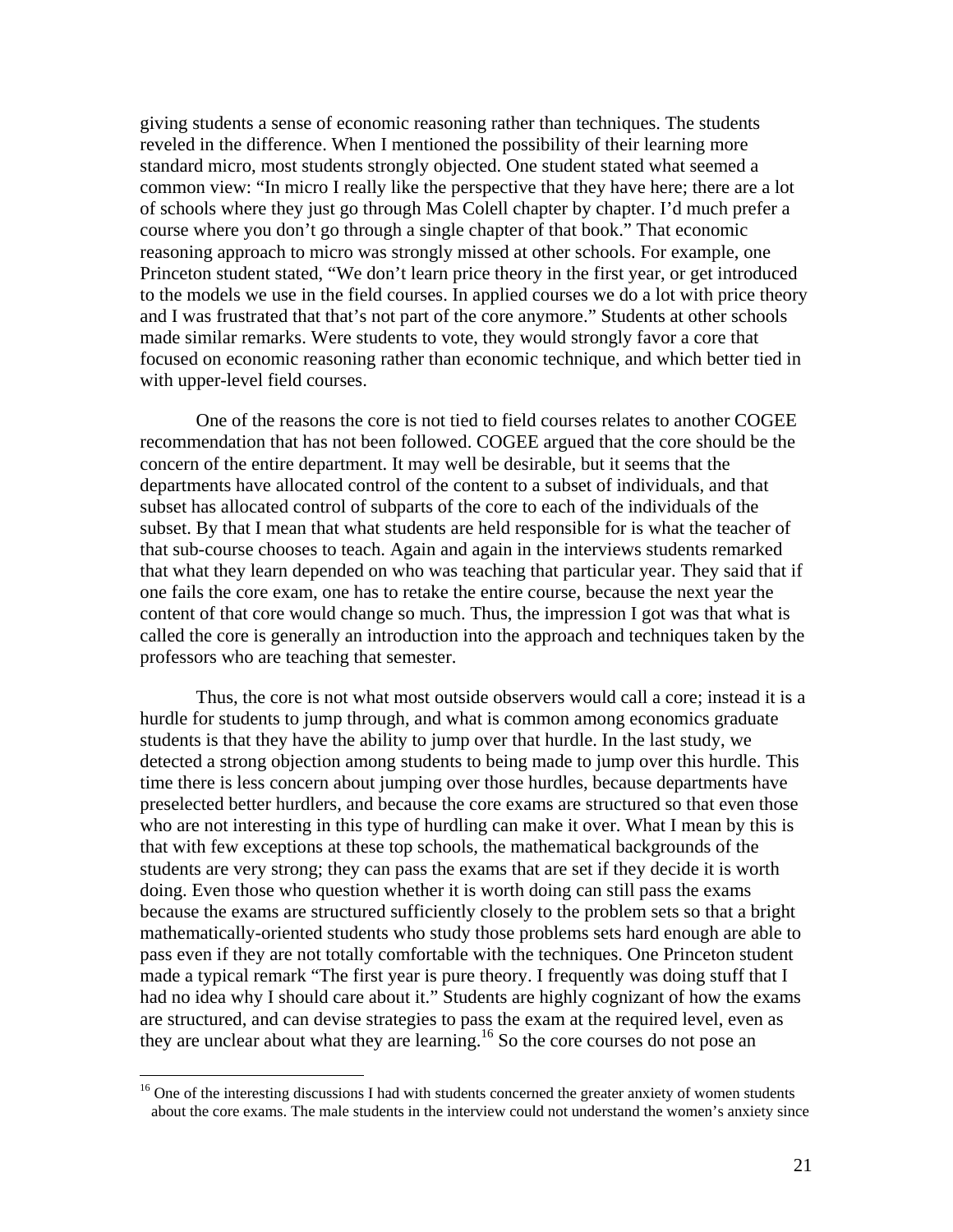giving students a sense of economic reasoning rather than techniques. The students reveled in the difference. When I mentioned the possibility of their learning more standard micro, most students strongly objected. One student stated what seemed a common view: "In micro I really like the perspective that they have here; there are a lot of schools where they just go through Mas Colell chapter by chapter. I'd much prefer a course where you don't go through a single chapter of that book." That economic reasoning approach to micro was strongly missed at other schools. For example, one Princeton student stated, "We don't learn price theory in the first year, or get introduced to the models we use in the field courses. In applied courses we do a lot with price theory and I was frustrated that that's not part of the core anymore." Students at other schools made similar remarks. Were students to vote, they would strongly favor a core that focused on economic reasoning rather than economic technique, and which better tied in with upper-level field courses.

One of the reasons the core is not tied to field courses relates to another COGEE recommendation that has not been followed. COGEE argued that the core should be the concern of the entire department. It may well be desirable, but it seems that the departments have allocated control of the content to a subset of individuals, and that subset has allocated control of subparts of the core to each of the individuals of the subset. By that I mean that what students are held responsible for is what the teacher of that sub-course chooses to teach. Again and again in the interviews students remarked that what they learn depended on who was teaching that particular year. They said that if one fails the core exam, one has to retake the entire course, because the next year the content of that core would change so much. Thus, the impression I got was that what is called the core is generally an introduction into the approach and techniques taken by the professors who are teaching that semester.

Thus, the core is not what most outside observers would call a core; instead it is a hurdle for students to jump through, and what is common among economics graduate students is that they have the ability to jump over that hurdle. In the last study, we detected a strong objection among students to being made to jump over this hurdle. This time there is less concern about jumping over those hurdles, because departments have preselected better hurdlers, and because the core exams are structured so that even those who are not interesting in this type of hurdling can make it over. What I mean by this is that with few exceptions at these top schools, the mathematical backgrounds of the students are very strong; they can pass the exams that are set if they decide it is worth doing. Even those who question whether it is worth doing can still pass the exams because the exams are structured sufficiently closely to the problem sets so that a bright mathematically-oriented students who study those problems sets hard enough are able to pass even if they are not totally comfortable with the techniques. One Princeton student made a typical remark "The first year is pure theory. I frequently was doing stuff that I had no idea why I should care about it." Students are highly cognizant of how the exams are structured, and can devise strategies to pass the exam at the required level, even as they are unclear about what they are learning.[16] So the core courses do not pose an

[16] One of the interesting discussions I had with students concerned the greater anxiety of women students about the core exams. The male students in the interview could not understand the women's anxiety since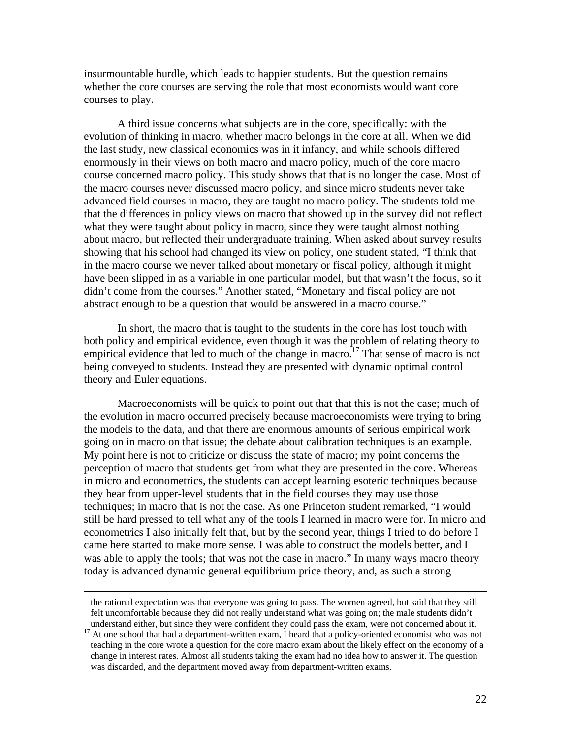insurmountable hurdle, which leads to happier students. But the question remains whether the core courses are serving the role that most economists would want core courses to play.

A third issue concerns what subjects are in the core, specifically: with the evolution of thinking in macro, whether macro belongs in the core at all. When we did the last study, new classical economics was in it infancy, and while schools differed enormously in their views on both macro and macro policy, much of the core macro course concerned macro policy. This study shows that that is no longer the case. Most of the macro courses never discussed macro policy, and since micro students never take advanced field courses in macro, they are taught no macro policy. The students told me that the differences in policy views on macro that showed up in the survey did not reflect what they were taught about policy in macro, since they were taught almost nothing about macro, but reflected their undergraduate training. When asked about survey results showing that his school had changed its view on policy, one student stated, "I think that in the macro course we never talked about monetary or fiscal policy, although it might have been slipped in as a variable in one particular model, but that wasn't the focus, so it didn't come from the courses." Another stated, "Monetary and fiscal policy are not abstract enough to be a question that would be answered in a macro course."

In short, the macro that is taught to the students in the core has lost touch with both policy and empirical evidence, even though it was the problem of relating theory to empirical evidence that led to much of the change in macro.[17] That sense of macro is not being conveyed to students. Instead they are presented with dynamic optimal control theory and Euler equations.

Macroeconomists will be quick to point out that that this is not the case; much of the evolution in macro occurred precisely because macroeconomists were trying to bring the models to the data, and that there are enormous amounts of serious empirical work going on in macro on that issue; the debate about calibration techniques is an example. My point here is not to criticize or discuss the state of macro; my point concerns the perception of macro that students get from what they are presented in the core. Whereas in micro and econometrics, the students can accept learning esoteric techniques because they hear from upper-level students that in the field courses they may use those techniques; in macro that is not the case. As one Princeton student remarked, "I would still be hard pressed to tell what any of the tools I learned in macro were for. In micro and econometrics I also initially felt that, but by the second year, things I tried to do before I came here started to make more sense. I was able to construct the models better, and I was able to apply the tools; that was not the case in macro." In many ways macro theory today is advanced dynamic general equilibrium price theory, and, as such a strong

---

the rational expectation was that everyone was going to pass. The women agreed, but said that they still felt uncomfortable because they did not really understand what was going on; the male students didn't understand either, but since they were confident they could pass the exam, were not concerned about it.

[17] At one school that had a department-written exam, I heard that a policy-oriented economist who was not teaching in the core wrote a question for the core macro exam about the likely effect on the economy of a change in interest rates. Almost all students taking the exam had no idea how to answer it. The question was discarded, and the department moved away from department-written exams.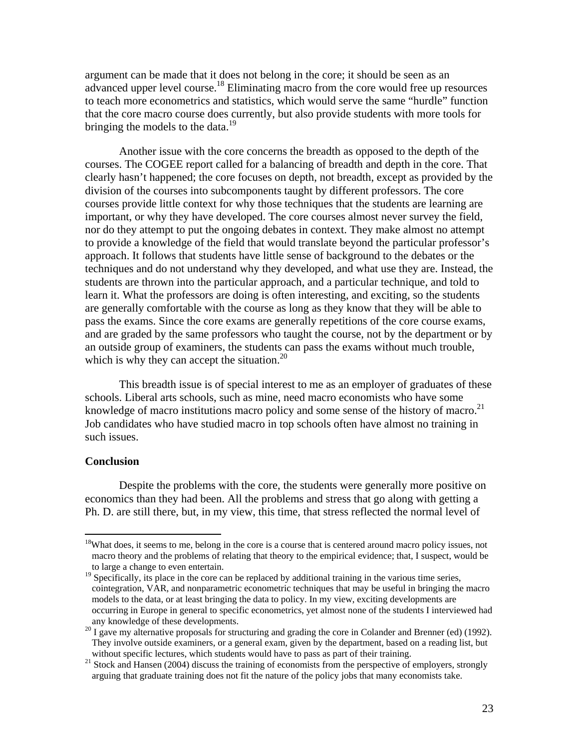argument can be made that it does not belong in the core; it should be seen as an advanced upper level course.[18] Eliminating macro from the core would free up resources to teach more econometrics and statistics, which would serve the same "hurdle" function that the core macro course does currently, but also provide students with more tools for bringing the models to the data.[19]

Another issue with the core concerns the breadth as opposed to the depth of the courses. The COGEE report called for a balancing of breadth and depth in the core. That clearly hasn't happened; the core focuses on depth, not breadth, except as provided by the division of the courses into subcomponents taught by different professors. The core courses provide little context for why those techniques that the students are learning are important, or why they have developed. The core courses almost never survey the field, nor do they attempt to put the ongoing debates in context. They make almost no attempt to provide a knowledge of the field that would translate beyond the particular professor's approach. It follows that students have little sense of background to the debates or the techniques and do not understand why they developed, and what use they are. Instead, the students are thrown into the particular approach, and a particular technique, and told to learn it. What the professors are doing is often interesting, and exciting, so the students are generally comfortable with the course as long as they know that they will be able to pass the exams. Since the core exams are generally repetitions of the core course exams, and are graded by the same professors who taught the course, not by the department or by an outside group of examiners, the students can pass the exams without much trouble, which is why they can accept the situation.[20]

This breadth issue is of special interest to me as an employer of graduates of these schools. Liberal arts schools, such as mine, need macro economists who have some knowledge of macro institutions macro policy and some sense of the history of macro.[21] Job candidates who have studied macro in top schools often have almost no training in such issues.

**Conclusion**

Despite the problems with the core, the students were generally more positive on economics than they had been. All the problems and stress that go along with getting a Ph. D. are still there, but, in my view, this time, that stress reflected the normal level of

---

[18] What does, it seems to me, belong in the core is a course that is centered around macro policy issues, not macro theory and the problems of relating that theory to the empirical evidence; that, I suspect, would be to large a change to even entertain.

[19] Specifically, its place in the core can be replaced by additional training in the various time series, cointegration, VAR, and nonparametric econometric techniques that may be useful in bringing the macro models to the data, or at least bringing the data to policy. In my view, exciting developments are occurring in Europe in general to specific econometrics, yet almost none of the students I interviewed had any knowledge of these developments.

[20] I gave my alternative proposals for structuring and grading the core in Colander and Brenner (ed) (1992). They involve outside examiners, or a general exam, given by the department, based on a reading list, but without specific lectures, which students would have to pass as part of their training.

[21] Stock and Hansen (2004) discuss the training of economists from the perspective of employers, strongly arguing that graduate training does not fit the nature of the policy jobs that many economists take.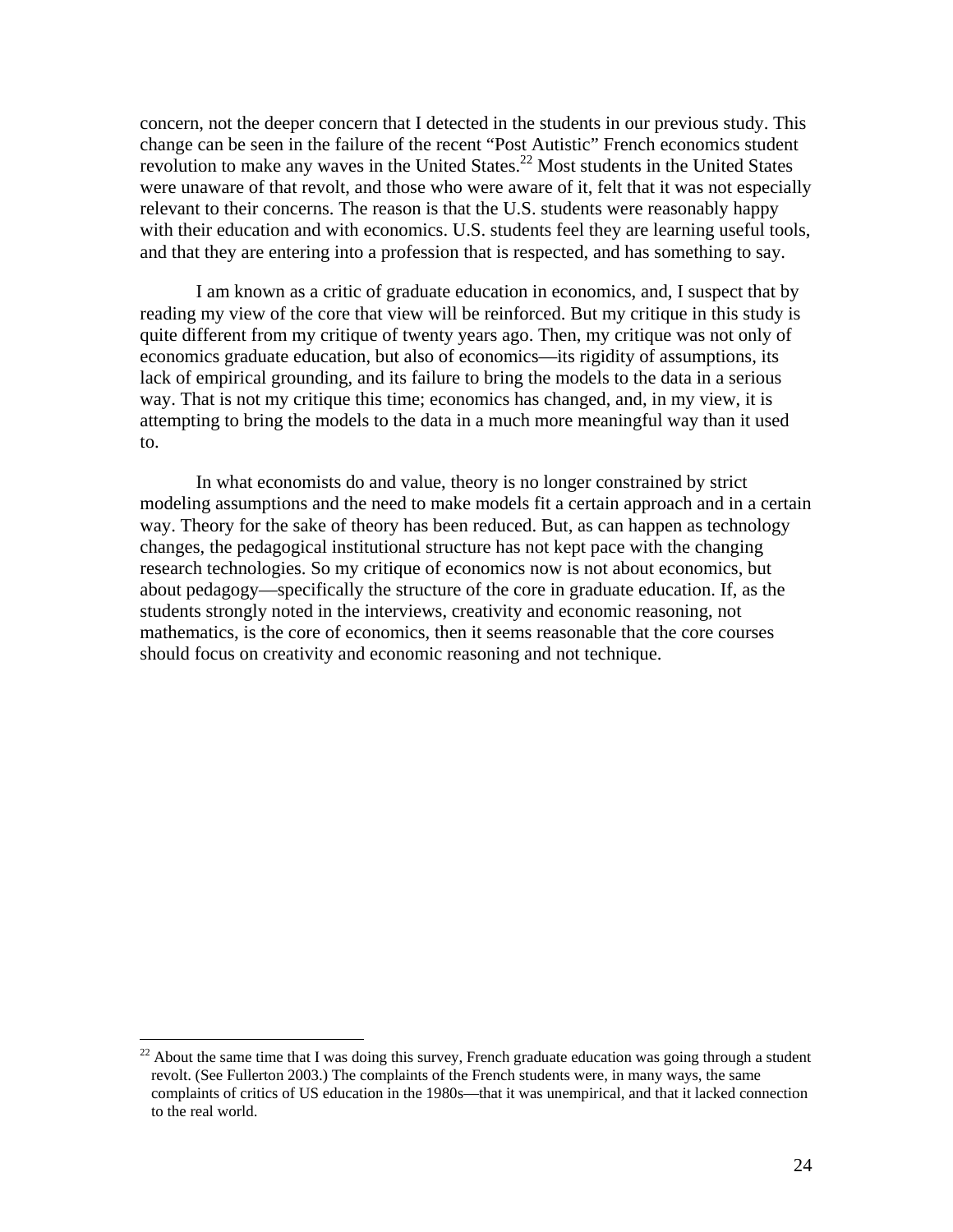concern, not the deeper concern that I detected in the students in our previous study. This change can be seen in the failure of the recent "Post Autistic" French economics student revolution to make any waves in the United States.[22] Most students in the United States were unaware of that revolt, and those who were aware of it, felt that it was not especially relevant to their concerns. The reason is that the U.S. students were reasonably happy with their education and with economics. U.S. students feel they are learning useful tools, and that they are entering into a profession that is respected, and has something to say.

I am known as a critic of graduate education in economics, and, I suspect that by reading my view of the core that view will be reinforced. But my critique in this study is quite different from my critique of twenty years ago. Then, my critique was not only of economics graduate education, but also of economics—its rigidity of assumptions, its lack of empirical grounding, and its failure to bring the models to the data in a serious way. That is not my critique this time; economics has changed, and, in my view, it is attempting to bring the models to the data in a much more meaningful way than it used to.

In what economists do and value, theory is no longer constrained by strict modeling assumptions and the need to make models fit a certain approach and in a certain way. Theory for the sake of theory has been reduced. But, as can happen as technology changes, the pedagogical institutional structure has not kept pace with the changing research technologies. So my critique of economics now is not about economics, but about pedagogy—specifically the structure of the core in graduate education. If, as the students strongly noted in the interviews, creativity and economic reasoning, not mathematics, is the core of economics, then it seems reasonable that the core courses should focus on creativity and economic reasoning and not technique.

---

[22] About the same time that I was doing this survey, French graduate education was going through a student revolt. (See Fullerton 2003.) The complaints of the French students were, in many ways, the same complaints of critics of US education in the 1980s—that it was unempirical, and that it lacked connection to the real world.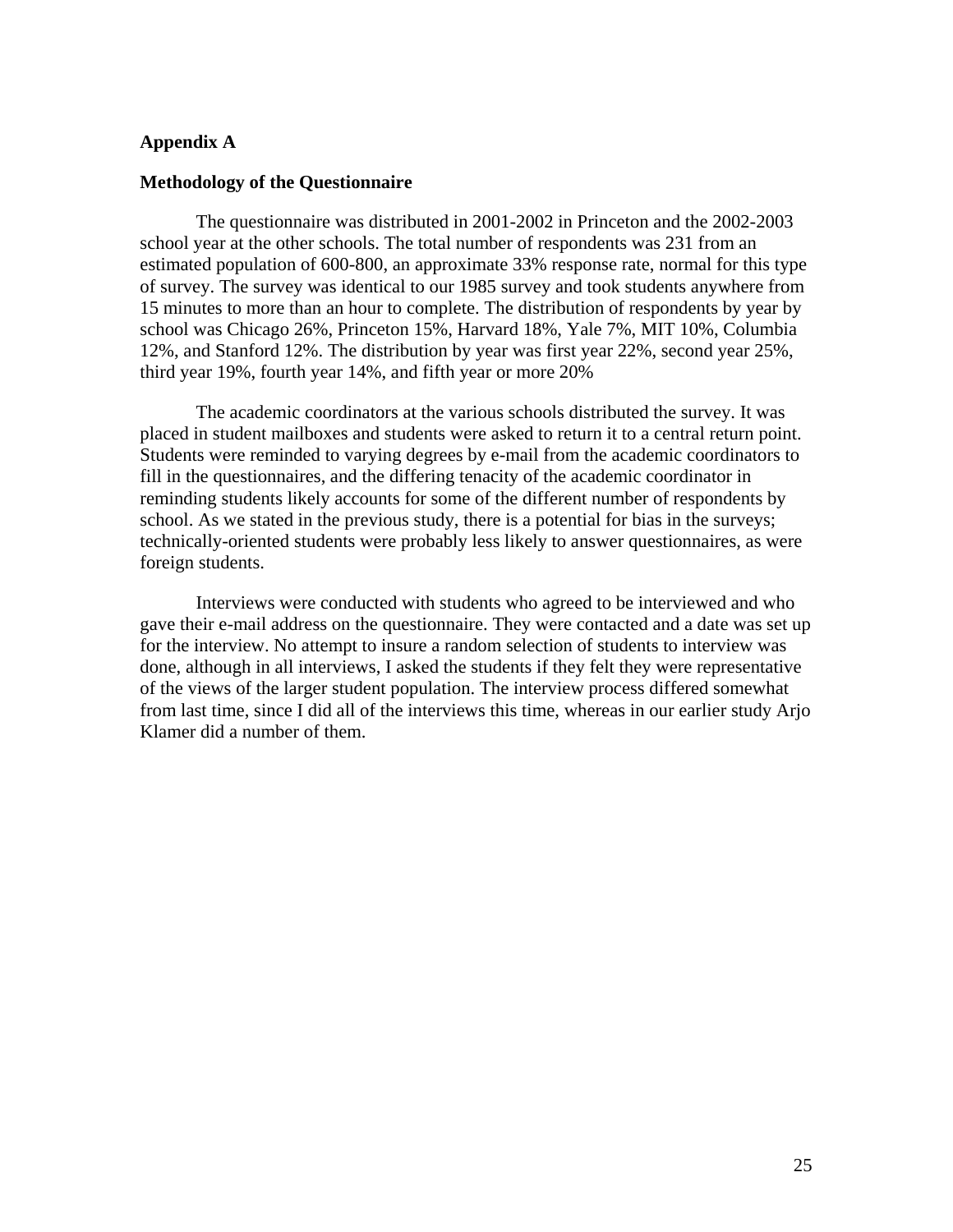## Appendix A

### Methodology of the Questionnaire

The questionnaire was distributed in 2001-2002 in Princeton and the 2002-2003 school year at the other schools. The total number of respondents was 231 from an estimated population of 600-800, an approximate 33% response rate, normal for this type of survey. The survey was identical to our 1985 survey and took students anywhere from 15 minutes to more than an hour to complete. The distribution of respondents by year by school was Chicago 26%, Princeton 15%, Harvard 18%, Yale 7%, MIT 10%, Columbia 12%, and Stanford 12%. The distribution by year was first year 22%, second year 25%, third year 19%, fourth year 14%, and fifth year or more 20%

The academic coordinators at the various schools distributed the survey. It was placed in student mailboxes and students were asked to return it to a central return point. Students were reminded to varying degrees by e-mail from the academic coordinators to fill in the questionnaires, and the differing tenacity of the academic coordinator in reminding students likely accounts for some of the different number of respondents by school. As we stated in the previous study, there is a potential for bias in the surveys; technically-oriented students were probably less likely to answer questionnaires, as were foreign students.

Interviews were conducted with students who agreed to be interviewed and who gave their e-mail address on the questionnaire. They were contacted and a date was set up for the interview. No attempt to insure a random selection of students to interview was done, although in all interviews, I asked the students if they felt they were representative of the views of the larger student population. The interview process differed somewhat from last time, since I did all of the interviews this time, whereas in our earlier study Arjo Klamer did a number of them.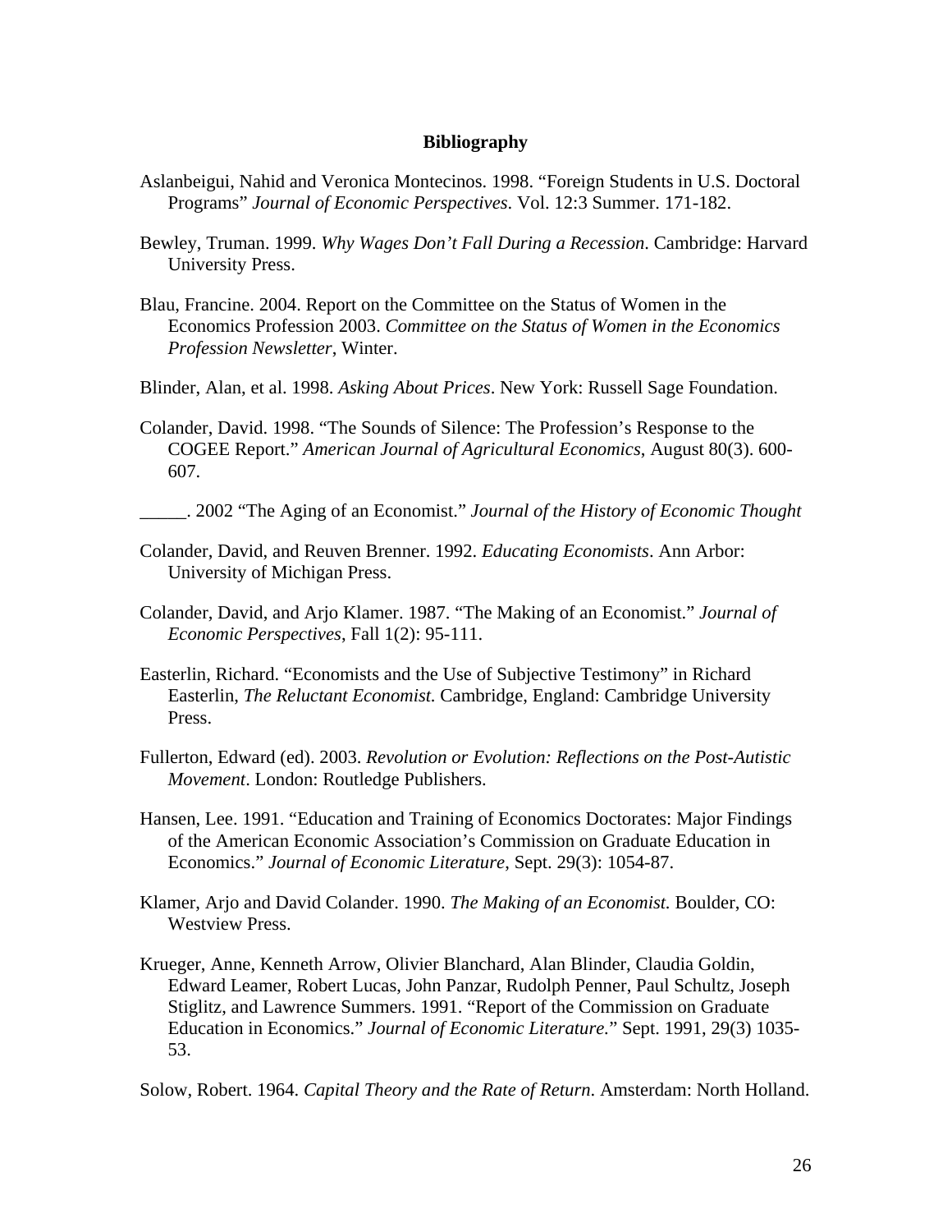**Bibliography**

Aslanbeigui, Nahid and Veronica Montecinos. 1998. "Foreign Students in U.S. Doctoral Programs" *Journal of Economic Perspectives*. Vol. 12:3 Summer. 171-182.

Bewley, Truman. 1999. *Why Wages Don't Fall During a Recession*. Cambridge: Harvard University Press.

Blau, Francine. 2004. Report on the Committee on the Status of Women in the Economics Profession 2003. *Committee on the Status of Women in the Economics Profession Newsletter*, Winter.

Blinder, Alan, et al. 1998. *Asking About Prices*. New York: Russell Sage Foundation.

Colander, David. 1998. "The Sounds of Silence: The Profession's Response to the COGEE Report." *American Journal of Agricultural Economics*, August 80(3). 600-607.

_____. 2002 "The Aging of an Economist." *Journal of the History of Economic Thought*

Colander, David, and Reuven Brenner. 1992. *Educating Economists*. Ann Arbor: University of Michigan Press.

Colander, David, and Arjo Klamer. 1987. "The Making of an Economist." *Journal of Economic Perspectives*, Fall 1(2): 95-111.

Easterlin, Richard. "Economists and the Use of Subjective Testimony" in Richard Easterlin, *The Reluctant Economist.* Cambridge, England: Cambridge University Press.

Fullerton, Edward (ed). 2003. *Revolution or Evolution: Reflections on the Post-Autistic Movement*. London: Routledge Publishers.

Hansen, Lee. 1991. "Education and Training of Economics Doctorates: Major Findings of the American Economic Association's Commission on Graduate Education in Economics." *Journal of Economic Literature*, Sept. 29(3): 1054-87.

Klamer, Arjo and David Colander. 1990. *The Making of an Economist.* Boulder, CO: Westview Press.

Krueger, Anne, Kenneth Arrow, Olivier Blanchard, Alan Blinder, Claudia Goldin, Edward Leamer, Robert Lucas, John Panzar, Rudolph Penner, Paul Schultz, Joseph Stiglitz, and Lawrence Summers. 1991. "Report of the Commission on Graduate Education in Economics." *Journal of Economic Literature.*" Sept. 1991, 29(3) 1035-53.

Solow, Robert. 1964. *Capital Theory and the Rate of Return*. Amsterdam: North Holland.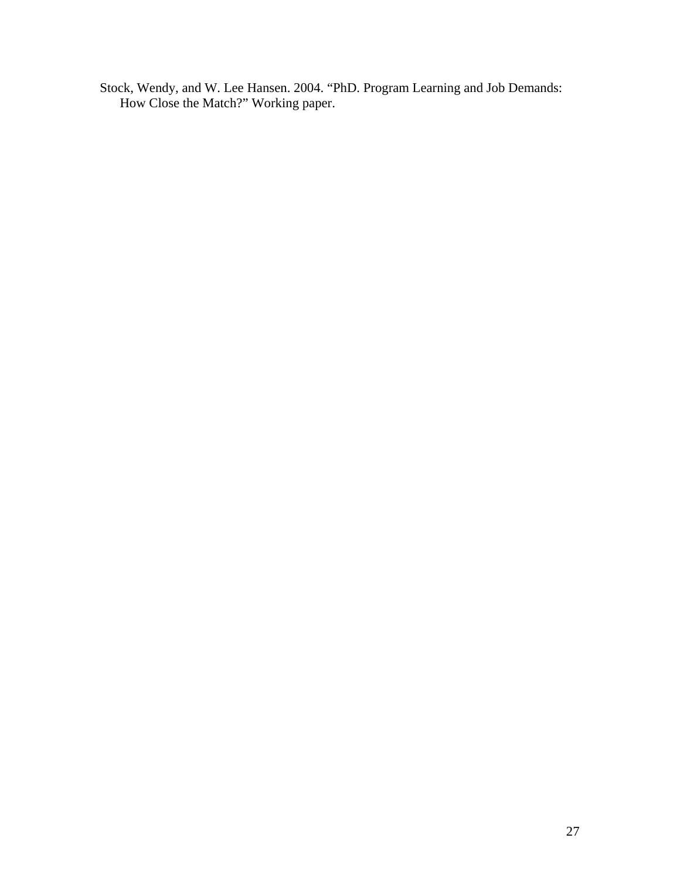Stock, Wendy, and W. Lee Hansen. 2004. "PhD. Program Learning and Job Demands: How Close the Match?" Working paper.